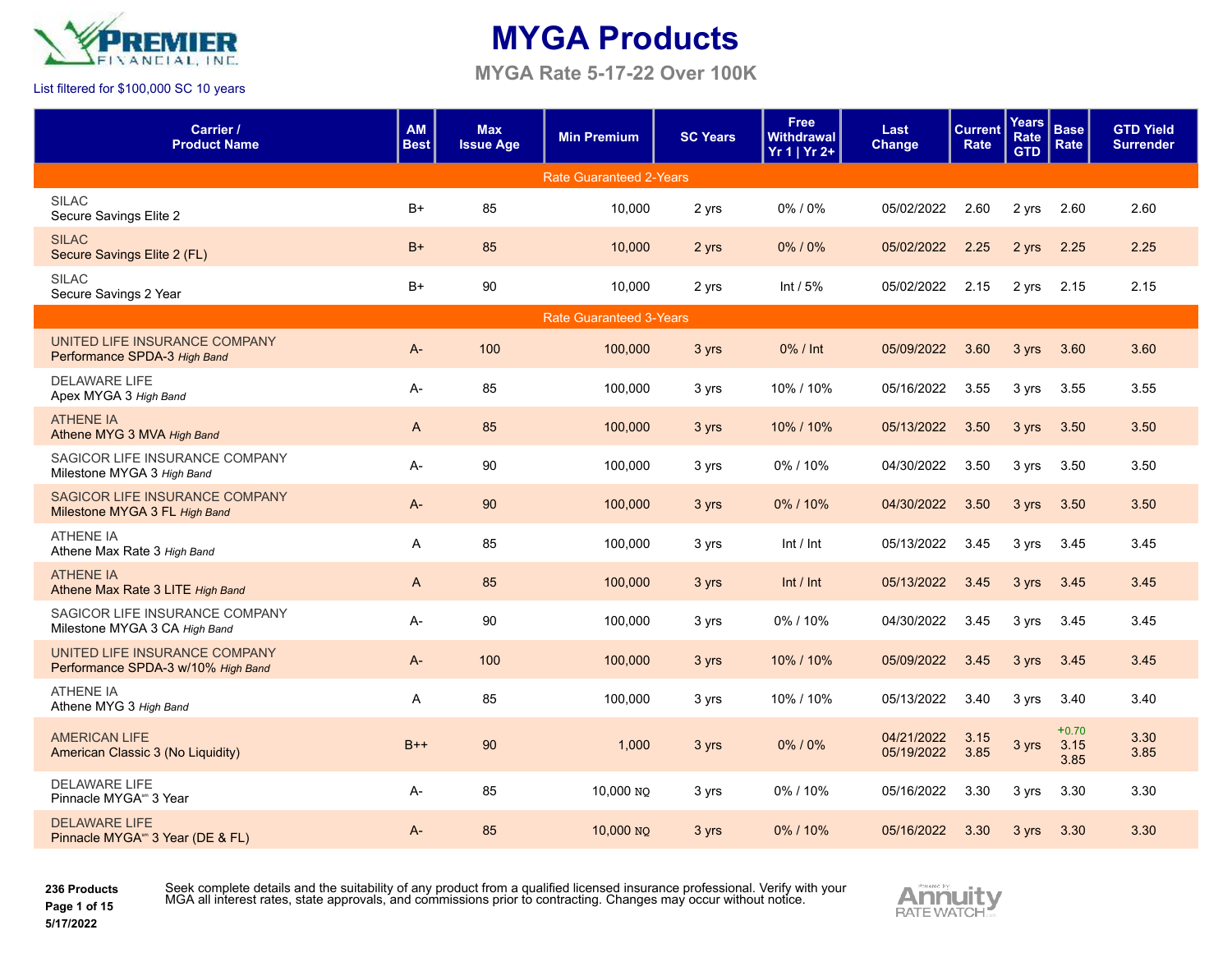Premier Financial, Inc.

List filtered for $100,000 SC 10 years

# MYGA Products

## MYGA Rate 5-17-22 Over 100K

| Carrier / Product Name | AM Best | Max Issue Age | Min Premium | SC Years | Free Withdrawal Yr 1 \| Yr 2+ | Last Change | Current Rate | Years Rate GTD | Base Rate | GTD Yield Surrender |
|---|---|---|---|---|---|---|---|---|---|---|
| **Rate Guaranteed 2-Years** | | | | | | | | | | |
| SILAC<br>Secure Savings Elite 2 | B+ | 85 | 10,000 | 2 yrs | 0% / 0% | 05/02/2022 | 2.60 | 2 yrs | 2.60 | 2.60 |
| SILAC<br>Secure Savings Elite 2 (FL) | B+ | 85 | 10,000 | 2 yrs | 0% / 0% | 05/02/2022 | 2.25 | 2 yrs | 2.25 | 2.25 |
| SILAC<br>Secure Savings 2 Year | B+ | 90 | 10,000 | 2 yrs | Int / 5% | 05/02/2022 | 2.15 | 2 yrs | 2.15 | 2.15 |
| **Rate Guaranteed 3-Years** | | | | | | | | | | |
| UNITED LIFE INSURANCE COMPANY<br>Performance SPDA-3 *High Band* | A- | 100 | 100,000 | 3 yrs | 0% / Int | 05/09/2022 | 3.60 | 3 yrs | 3.60 | 3.60 |
| DELAWARE LIFE<br>Apex MYGA 3 *High Band* | A- | 85 | 100,000 | 3 yrs | 10% / 10% | 05/16/2022 | 3.55 | 3 yrs | 3.55 | 3.55 |
| ATHENE IA<br>Athene MYG 3 MVA *High Band* | A | 85 | 100,000 | 3 yrs | 10% / 10% | 05/13/2022 | 3.50 | 3 yrs | 3.50 | 3.50 |
| SAGICOR LIFE INSURANCE COMPANY<br>Milestone MYGA 3 *High Band* | A- | 90 | 100,000 | 3 yrs | 0% / 10% | 04/30/2022 | 3.50 | 3 yrs | 3.50 | 3.50 |
| SAGICOR LIFE INSURANCE COMPANY<br>Milestone MYGA 3 FL *High Band* | A- | 90 | 100,000 | 3 yrs | 0% / 10% | 04/30/2022 | 3.50 | 3 yrs | 3.50 | 3.50 |
| ATHENE IA<br>Athene Max Rate 3 *High Band* | A | 85 | 100,000 | 3 yrs | Int / Int | 05/13/2022 | 3.45 | 3 yrs | 3.45 | 3.45 |
| ATHENE IA<br>Athene Max Rate 3 LITE *High Band* | A | 85 | 100,000 | 3 yrs | Int / Int | 05/13/2022 | 3.45 | 3 yrs | 3.45 | 3.45 |
| SAGICOR LIFE INSURANCE COMPANY<br>Milestone MYGA 3 CA *High Band* | A- | 90 | 100,000 | 3 yrs | 0% / 10% | 04/30/2022 | 3.45 | 3 yrs | 3.45 | 3.45 |
| UNITED LIFE INSURANCE COMPANY<br>Performance SPDA-3 w/10% *High Band* | A- | 100 | 100,000 | 3 yrs | 10% / 10% | 05/09/2022 | 3.45 | 3 yrs | 3.45 | 3.45 |
| ATHENE IA<br>Athene MYG 3 *High Band* | A | 85 | 100,000 | 3 yrs | 10% / 10% | 05/13/2022 | 3.40 | 3 yrs | 3.40 | 3.40 |
| AMERICAN LIFE<br>American Classic 3 (No Liquidity) | B++ | 90 | 1,000 | 3 yrs | 0% / 0% | 04/21/2022<br>05/19/2022 | 3.15<br>3.85 | 3 yrs | +0.70<br>3.15<br>3.85 | 3.30<br>3.85 |
| DELAWARE LIFE<br>Pinnacle MYGA℠ 3 Year | A- | 85 | 10,000 NQ | 3 yrs | 0% / 10% | 05/16/2022 | 3.30 | 3 yrs | 3.30 | 3.30 |
| DELAWARE LIFE<br>Pinnacle MYGA℠ 3 Year (DE & FL) | A- | 85 | 10,000 NQ | 3 yrs | 0% / 10% | 05/16/2022 | 3.30 | 3 yrs | 3.30 | 3.30 |

**236 Products**

**5/17/2022**

Seek complete details and the suitability of any product from a qualified licensed insurance professional. Verify with your MGA all interest rates, state approvals, and commissions prior to contracting. Changes may occur without notice.

Powered by Annuity Rate Watch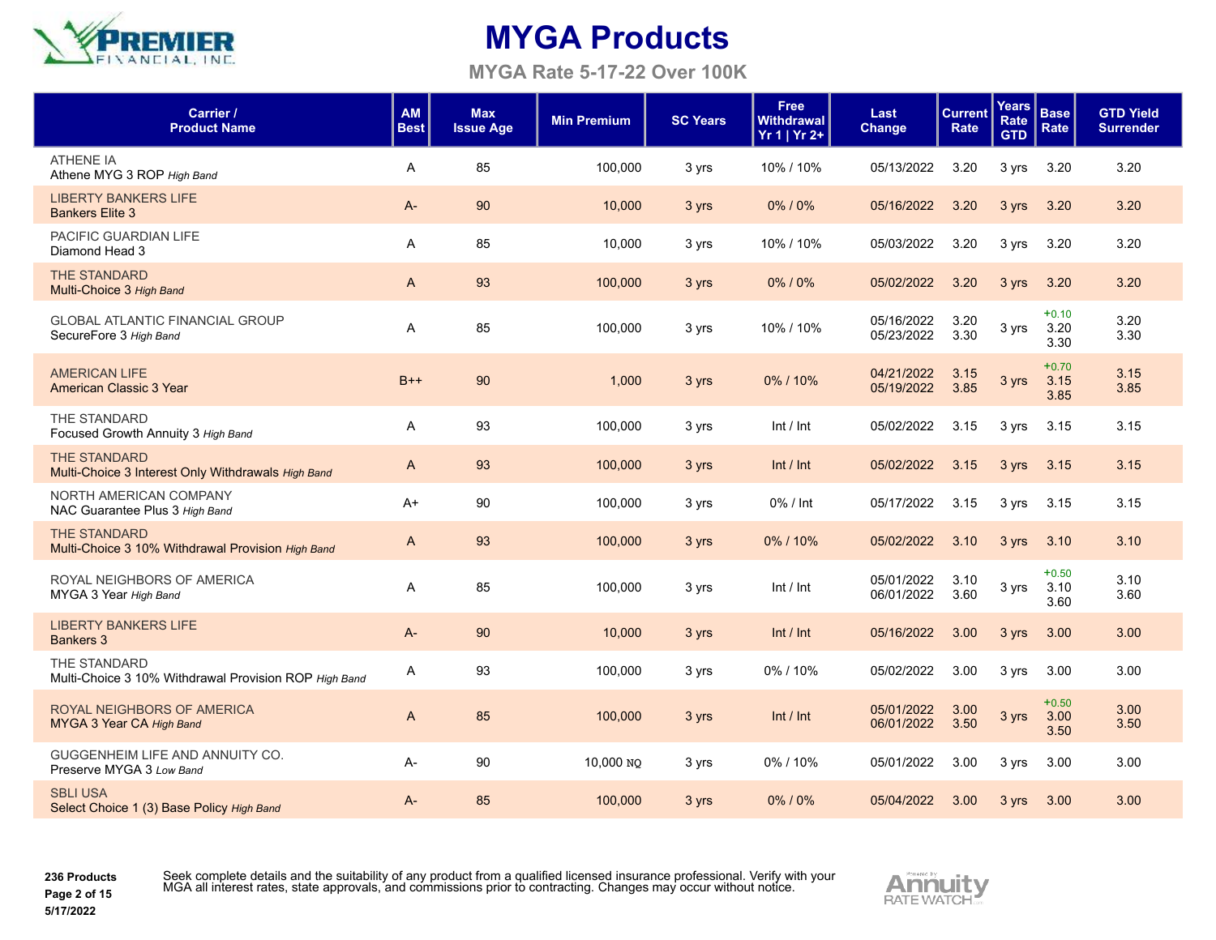# MYGA Products

## MYGA Rate 5-17-22 Over 100K

| Carrier / Product Name | AM Best | Max Issue Age | Min Premium | SC Years | Free Withdrawal Yr 1 \| Yr 2+ | Last Change | Current Rate | Years Rate GTD | Base Rate | GTD Yield Surrender |
|---|---|---|---|---|---|---|---|---|---|---|
| ATHENE IA<br>Athene MYG 3 ROP *High Band* | A | 85 | 100,000 | 3 yrs | 10% / 10% | 05/13/2022 | 3.20 | 3 yrs | 3.20 | 3.20 |
| LIBERTY BANKERS LIFE<br>Bankers Elite 3 | A- | 90 | 10,000 | 3 yrs | 0% / 0% | 05/16/2022 | 3.20 | 3 yrs | 3.20 | 3.20 |
| PACIFIC GUARDIAN LIFE<br>Diamond Head 3 | A | 85 | 10,000 | 3 yrs | 10% / 10% | 05/03/2022 | 3.20 | 3 yrs | 3.20 | 3.20 |
| THE STANDARD<br>Multi-Choice 3 *High Band* | A | 93 | 100,000 | 3 yrs | 0% / 0% | 05/02/2022 | 3.20 | 3 yrs | 3.20 | 3.20 |
| GLOBAL ATLANTIC FINANCIAL GROUP<br>SecureFore 3 *High Band* | A | 85 | 100,000 | 3 yrs | 10% / 10% | 05/16/2022<br>05/23/2022 | 3.20<br>3.30 | 3 yrs | +0.10<br>3.20<br>3.30 | 3.20<br>3.30 |
| AMERICAN LIFE<br>American Classic 3 Year | B++ | 90 | 1,000 | 3 yrs | 0% / 10% | 04/21/2022<br>05/19/2022 | 3.15<br>3.85 | 3 yrs | +0.70<br>3.15<br>3.85 | 3.15<br>3.85 |
| THE STANDARD<br>Focused Growth Annuity 3 *High Band* | A | 93 | 100,000 | 3 yrs | Int / Int | 05/02/2022 | 3.15 | 3 yrs | 3.15 | 3.15 |
| THE STANDARD<br>Multi-Choice 3 Interest Only Withdrawals *High Band* | A | 93 | 100,000 | 3 yrs | Int / Int | 05/02/2022 | 3.15 | 3 yrs | 3.15 | 3.15 |
| NORTH AMERICAN COMPANY<br>NAC Guarantee Plus 3 *High Band* | A+ | 90 | 100,000 | 3 yrs | 0% / Int | 05/17/2022 | 3.15 | 3 yrs | 3.15 | 3.15 |
| THE STANDARD<br>Multi-Choice 3 10% Withdrawal Provision *High Band* | A | 93 | 100,000 | 3 yrs | 0% / 10% | 05/02/2022 | 3.10 | 3 yrs | 3.10 | 3.10 |
| ROYAL NEIGHBORS OF AMERICA<br>MYGA 3 Year *High Band* | A | 85 | 100,000 | 3 yrs | Int / Int | 05/01/2022<br>06/01/2022 | 3.10<br>3.60 | 3 yrs | +0.50<br>3.10<br>3.60 | 3.10<br>3.60 |
| LIBERTY BANKERS LIFE<br>Bankers 3 | A- | 90 | 10,000 | 3 yrs | Int / Int | 05/16/2022 | 3.00 | 3 yrs | 3.00 | 3.00 |
| THE STANDARD<br>Multi-Choice 3 10% Withdrawal Provision ROP *High Band* | A | 93 | 100,000 | 3 yrs | 0% / 10% | 05/02/2022 | 3.00 | 3 yrs | 3.00 | 3.00 |
| ROYAL NEIGHBORS OF AMERICA<br>MYGA 3 Year CA *High Band* | A | 85 | 100,000 | 3 yrs | Int / Int | 05/01/2022<br>06/01/2022 | 3.00<br>3.50 | 3 yrs | +0.50<br>3.00<br>3.50 | 3.00<br>3.50 |
| GUGGENHEIM LIFE AND ANNUITY CO.<br>Preserve MYGA 3 *Low Band* | A- | 90 | 10,000 NQ | 3 yrs | 0% / 10% | 05/01/2022 | 3.00 | 3 yrs | 3.00 | 3.00 |
| SBLI USA<br>Select Choice 1 (3) Base Policy *High Band* | A- | 85 | 100,000 | 3 yrs | 0% / 0% | 05/04/2022 | 3.00 | 3 yrs | 3.00 | 3.00 |

**236 Products**
**5/17/2022**

Seek complete details and the suitability of any product from a qualified licensed insurance professional. Verify with your MGA all interest rates, state approvals, and commissions prior to contracting. Changes may occur without notice.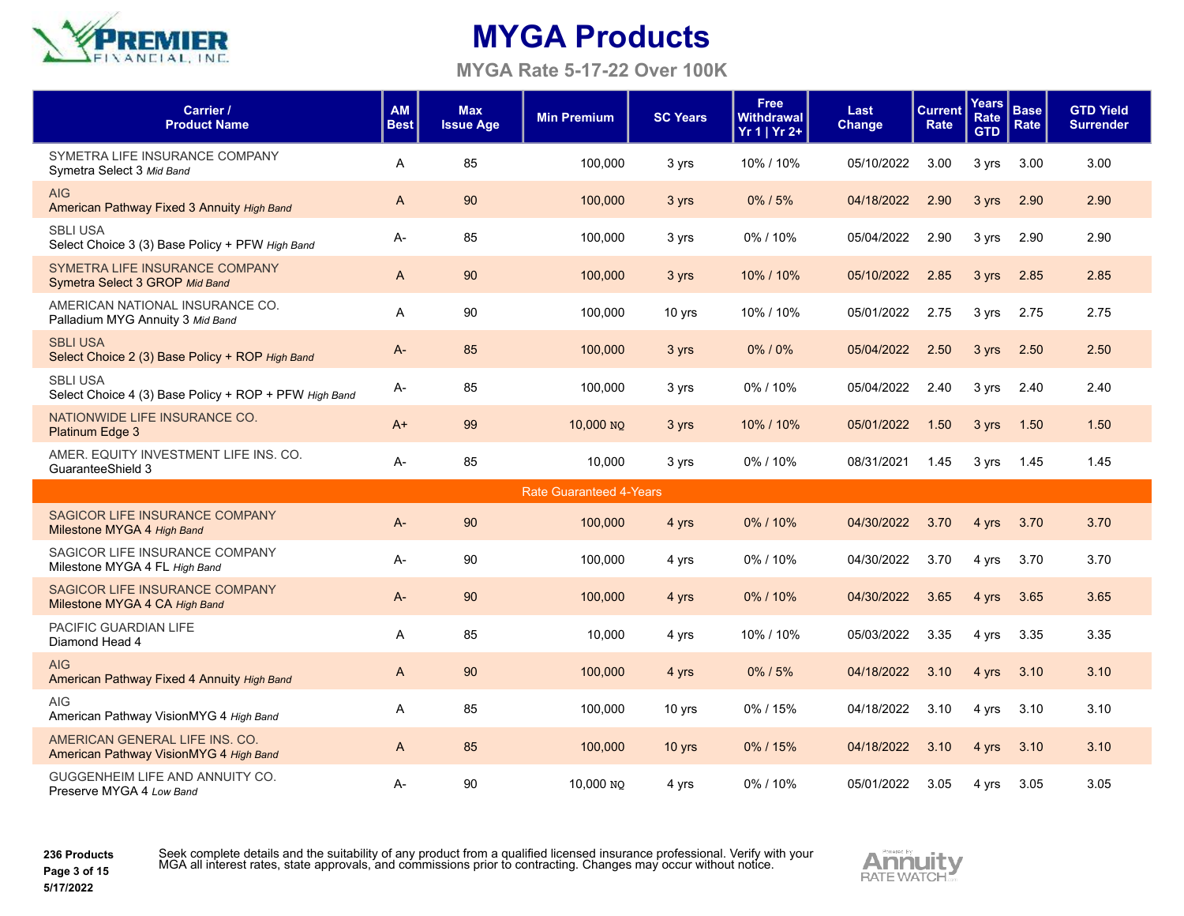# MYGA Products

## MYGA Rate 5-17-22 Over 100K

| Carrier / Product Name | AM Best | Max Issue Age | Min Premium | SC Years | Free Withdrawal Yr 1 \| Yr 2+ | Last Change | Current Rate | Years Rate GTD | Base Rate | GTD Yield Surrender |
|---|---|---|---|---|---|---|---|---|---|---|
| SYMETRA LIFE INSURANCE COMPANY<br>Symetra Select 3 *Mid Band* | A | 85 | 100,000 | 3 yrs | 10% / 10% | 05/10/2022 | 3.00 | 3 yrs | 3.00 | 3.00 |
| AIG<br>American Pathway Fixed 3 Annuity *High Band* | A | 90 | 100,000 | 3 yrs | 0% / 5% | 04/18/2022 | 2.90 | 3 yrs | 2.90 | 2.90 |
| SBLI USA<br>Select Choice 3 (3) Base Policy + PFW *High Band* | A- | 85 | 100,000 | 3 yrs | 0% / 10% | 05/04/2022 | 2.90 | 3 yrs | 2.90 | 2.90 |
| SYMETRA LIFE INSURANCE COMPANY<br>Symetra Select 3 GROP *Mid Band* | A | 90 | 100,000 | 3 yrs | 10% / 10% | 05/10/2022 | 2.85 | 3 yrs | 2.85 | 2.85 |
| AMERICAN NATIONAL INSURANCE CO.<br>Palladium MYG Annuity 3 *Mid Band* | A | 90 | 100,000 | 10 yrs | 10% / 10% | 05/01/2022 | 2.75 | 3 yrs | 2.75 | 2.75 |
| SBLI USA<br>Select Choice 2 (3) Base Policy + ROP *High Band* | A- | 85 | 100,000 | 3 yrs | 0% / 0% | 05/04/2022 | 2.50 | 3 yrs | 2.50 | 2.50 |
| SBLI USA<br>Select Choice 4 (3) Base Policy + ROP + PFW *High Band* | A- | 85 | 100,000 | 3 yrs | 0% / 10% | 05/04/2022 | 2.40 | 3 yrs | 2.40 | 2.40 |
| NATIONWIDE LIFE INSURANCE CO.<br>Platinum Edge 3 | A+ | 99 | 10,000 NQ | 3 yrs | 10% / 10% | 05/01/2022 | 1.50 | 3 yrs | 1.50 | 1.50 |
| AMER. EQUITY INVESTMENT LIFE INS. CO.<br>GuaranteeShield 3 | A- | 85 | 10,000 | 3 yrs | 0% / 10% | 08/31/2021 | 1.45 | 3 yrs | 1.45 | 1.45 |
| Rate Guaranteed 4-Years | | | | | | | | | | |
| SAGICOR LIFE INSURANCE COMPANY<br>Milestone MYGA 4 *High Band* | A- | 90 | 100,000 | 4 yrs | 0% / 10% | 04/30/2022 | 3.70 | 4 yrs | 3.70 | 3.70 |
| SAGICOR LIFE INSURANCE COMPANY<br>Milestone MYGA 4 FL *High Band* | A- | 90 | 100,000 | 4 yrs | 0% / 10% | 04/30/2022 | 3.70 | 4 yrs | 3.70 | 3.70 |
| SAGICOR LIFE INSURANCE COMPANY<br>Milestone MYGA 4 CA *High Band* | A- | 90 | 100,000 | 4 yrs | 0% / 10% | 04/30/2022 | 3.65 | 4 yrs | 3.65 | 3.65 |
| PACIFIC GUARDIAN LIFE<br>Diamond Head 4 | A | 85 | 10,000 | 4 yrs | 10% / 10% | 05/03/2022 | 3.35 | 4 yrs | 3.35 | 3.35 |
| AIG<br>American Pathway Fixed 4 Annuity *High Band* | A | 90 | 100,000 | 4 yrs | 0% / 5% | 04/18/2022 | 3.10 | 4 yrs | 3.10 | 3.10 |
| AIG<br>American Pathway VisionMYG 4 *High Band* | A | 85 | 100,000 | 10 yrs | 0% / 15% | 04/18/2022 | 3.10 | 4 yrs | 3.10 | 3.10 |
| AMERICAN GENERAL LIFE INS. CO.<br>American Pathway VisionMYG 4 *High Band* | A | 85 | 100,000 | 10 yrs | 0% / 15% | 04/18/2022 | 3.10 | 4 yrs | 3.10 | 3.10 |
| GUGGENHEIM LIFE AND ANNUITY CO.<br>Preserve MYGA 4 *Low Band* | A- | 90 | 10,000 NQ | 4 yrs | 0% / 10% | 05/01/2022 | 3.05 | 4 yrs | 3.05 | 3.05 |

**236 Products**
**5/17/2022**

Seek complete details and the suitability of any product from a qualified licensed insurance professional. Verify with your MGA all interest rates, state approvals, and commissions prior to contracting. Changes may occur without notice.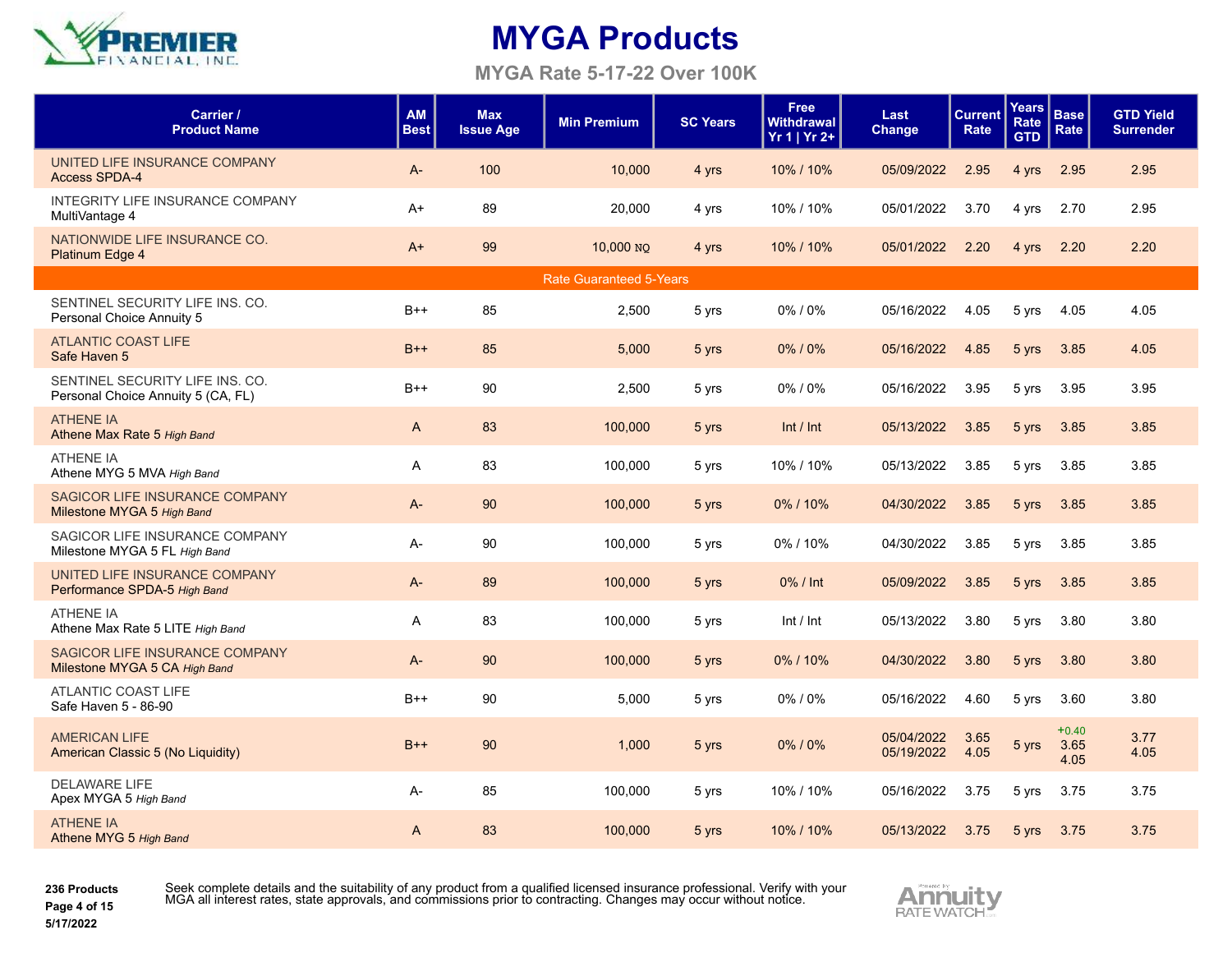# MYGA Products

## MYGA Rate 5-17-22 Over 100K

| Carrier / Product Name | AM Best | Max Issue Age | Min Premium | SC Years | Free Withdrawal Yr 1 \| Yr 2+ | Last Change | Current Rate | Years Rate GTD | Base Rate | GTD Yield Surrender |
|---|---|---|---|---|---|---|---|---|---|---|
| UNITED LIFE INSURANCE COMPANY Access SPDA-4 | A- | 100 | 10,000 | 4 yrs | 10% / 10% | 05/09/2022 | 2.95 | 4 yrs | 2.95 | 2.95 |
| INTEGRITY LIFE INSURANCE COMPANY MultiVantage 4 | A+ | 89 | 20,000 | 4 yrs | 10% / 10% | 05/01/2022 | 3.70 | 4 yrs | 2.70 | 2.95 |
| NATIONWIDE LIFE INSURANCE CO. Platinum Edge 4 | A+ | 99 | 10,000 NQ | 4 yrs | 10% / 10% | 05/01/2022 | 2.20 | 4 yrs | 2.20 | 2.20 |
| **Rate Guaranteed 5-Years** | | | | | | | | | | |
| SENTINEL SECURITY LIFE INS. CO. Personal Choice Annuity 5 | B++ | 85 | 2,500 | 5 yrs | 0% / 0% | 05/16/2022 | 4.05 | 5 yrs | 4.05 | 4.05 |
| ATLANTIC COAST LIFE Safe Haven 5 | B++ | 85 | 5,000 | 5 yrs | 0% / 0% | 05/16/2022 | 4.85 | 5 yrs | 3.85 | 4.05 |
| SENTINEL SECURITY LIFE INS. CO. Personal Choice Annuity 5 (CA, FL) | B++ | 90 | 2,500 | 5 yrs | 0% / 0% | 05/16/2022 | 3.95 | 5 yrs | 3.95 | 3.95 |
| ATHENE IA Athene Max Rate 5 *High Band* | A | 83 | 100,000 | 5 yrs | Int / Int | 05/13/2022 | 3.85 | 5 yrs | 3.85 | 3.85 |
| ATHENE IA Athene MYG 5 MVA *High Band* | A | 83 | 100,000 | 5 yrs | 10% / 10% | 05/13/2022 | 3.85 | 5 yrs | 3.85 | 3.85 |
| SAGICOR LIFE INSURANCE COMPANY Milestone MYGA 5 *High Band* | A- | 90 | 100,000 | 5 yrs | 0% / 10% | 04/30/2022 | 3.85 | 5 yrs | 3.85 | 3.85 |
| SAGICOR LIFE INSURANCE COMPANY Milestone MYGA 5 FL *High Band* | A- | 90 | 100,000 | 5 yrs | 0% / 10% | 04/30/2022 | 3.85 | 5 yrs | 3.85 | 3.85 |
| UNITED LIFE INSURANCE COMPANY Performance SPDA-5 *High Band* | A- | 89 | 100,000 | 5 yrs | 0% / Int | 05/09/2022 | 3.85 | 5 yrs | 3.85 | 3.85 |
| ATHENE IA Athene Max Rate 5 LITE *High Band* | A | 83 | 100,000 | 5 yrs | Int / Int | 05/13/2022 | 3.80 | 5 yrs | 3.80 | 3.80 |
| SAGICOR LIFE INSURANCE COMPANY Milestone MYGA 5 CA *High Band* | A- | 90 | 100,000 | 5 yrs | 0% / 10% | 04/30/2022 | 3.80 | 5 yrs | 3.80 | 3.80 |
| ATLANTIC COAST LIFE Safe Haven 5 - 86-90 | B++ | 90 | 5,000 | 5 yrs | 0% / 0% | 05/16/2022 | 4.60 | 5 yrs | 3.60 | 3.80 |
| AMERICAN LIFE American Classic 5 (No Liquidity) | B++ | 90 | 1,000 | 5 yrs | 0% / 0% | 05/04/2022 05/19/2022 | 3.65 4.05 | 5 yrs | +0.40 3.65 4.05 | 3.77 4.05 |
| DELAWARE LIFE Apex MYGA 5 *High Band* | A- | 85 | 100,000 | 5 yrs | 10% / 10% | 05/16/2022 | 3.75 | 5 yrs | 3.75 | 3.75 |
| ATHENE IA Athene MYG 5 *High Band* | A | 83 | 100,000 | 5 yrs | 10% / 10% | 05/13/2022 | 3.75 | 5 yrs | 3.75 | 3.75 |

**236 Products**
**5/17/2022**

Seek complete details and the suitability of any product from a qualified licensed insurance professional. Verify with your MGA all interest rates, state approvals, and commissions prior to contracting. Changes may occur without notice.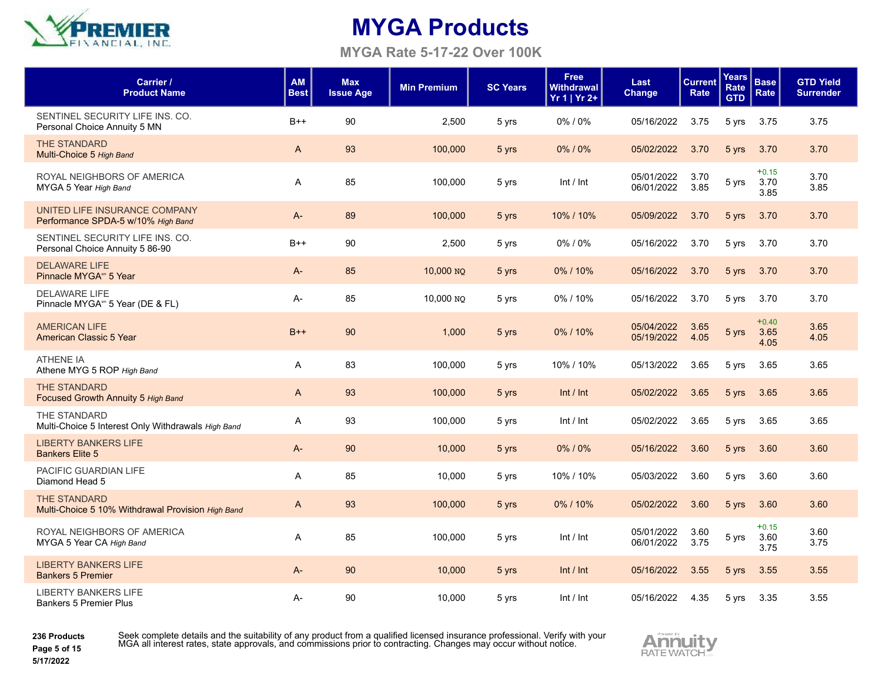# MYGA Products

## MYGA Rate 5-17-22 Over 100K

| Carrier / Product Name | AM Best | Max Issue Age | Min Premium | SC Years | Free Withdrawal Yr 1 \| Yr 2+ | Last Change | Current Rate | Years Rate GTD | Base Rate | GTD Yield Surrender |
|---|---|---|---|---|---|---|---|---|---|---|
| SENTINEL SECURITY LIFE INS. CO.<br>Personal Choice Annuity 5 MN | B++ | 90 | 2,500 | 5 yrs | 0% / 0% | 05/16/2022 | 3.75 | 5 yrs | 3.75 | 3.75 |
| THE STANDARD<br>Multi-Choice 5 *High Band* | A | 93 | 100,000 | 5 yrs | 0% / 0% | 05/02/2022 | 3.70 | 5 yrs | 3.70 | 3.70 |
| ROYAL NEIGHBORS OF AMERICA<br>MYGA 5 Year *High Band* | A | 85 | 100,000 | 5 yrs | Int / Int | 05/01/2022<br>06/01/2022 | 3.70<br>3.85 | 5 yrs | +0.15<br>3.70<br>3.85 | 3.70<br>3.85 |
| UNITED LIFE INSURANCE COMPANY<br>Performance SPDA-5 w/10% *High Band* | A- | 89 | 100,000 | 5 yrs | 10% / 10% | 05/09/2022 | 3.70 | 5 yrs | 3.70 | 3.70 |
| SENTINEL SECURITY LIFE INS. CO.<br>Personal Choice Annuity 5 86-90 | B++ | 90 | 2,500 | 5 yrs | 0% / 0% | 05/16/2022 | 3.70 | 5 yrs | 3.70 | 3.70 |
| DELAWARE LIFE<br>Pinnacle MYGA℠ 5 Year | A- | 85 | 10,000 NQ | 5 yrs | 0% / 10% | 05/16/2022 | 3.70 | 5 yrs | 3.70 | 3.70 |
| DELAWARE LIFE<br>Pinnacle MYGA℠ 5 Year (DE & FL) | A- | 85 | 10,000 NQ | 5 yrs | 0% / 10% | 05/16/2022 | 3.70 | 5 yrs | 3.70 | 3.70 |
| AMERICAN LIFE<br>American Classic 5 Year | B++ | 90 | 1,000 | 5 yrs | 0% / 10% | 05/04/2022<br>05/19/2022 | 3.65<br>4.05 | 5 yrs | +0.40<br>3.65<br>4.05 | 3.65<br>4.05 |
| ATHENE IA<br>Athene MYG 5 ROP *High Band* | A | 83 | 100,000 | 5 yrs | 10% / 10% | 05/13/2022 | 3.65 | 5 yrs | 3.65 | 3.65 |
| THE STANDARD<br>Focused Growth Annuity 5 *High Band* | A | 93 | 100,000 | 5 yrs | Int / Int | 05/02/2022 | 3.65 | 5 yrs | 3.65 | 3.65 |
| THE STANDARD<br>Multi-Choice 5 Interest Only Withdrawals *High Band* | A | 93 | 100,000 | 5 yrs | Int / Int | 05/02/2022 | 3.65 | 5 yrs | 3.65 | 3.65 |
| LIBERTY BANKERS LIFE<br>Bankers Elite 5 | A- | 90 | 10,000 | 5 yrs | 0% / 0% | 05/16/2022 | 3.60 | 5 yrs | 3.60 | 3.60 |
| PACIFIC GUARDIAN LIFE<br>Diamond Head 5 | A | 85 | 10,000 | 5 yrs | 10% / 10% | 05/03/2022 | 3.60 | 5 yrs | 3.60 | 3.60 |
| THE STANDARD<br>Multi-Choice 5 10% Withdrawal Provision *High Band* | A | 93 | 100,000 | 5 yrs | 0% / 10% | 05/02/2022 | 3.60 | 5 yrs | 3.60 | 3.60 |
| ROYAL NEIGHBORS OF AMERICA<br>MYGA 5 Year CA *High Band* | A | 85 | 100,000 | 5 yrs | Int / Int | 05/01/2022<br>06/01/2022 | 3.60<br>3.75 | 5 yrs | +0.15<br>3.60<br>3.75 | 3.60<br>3.75 |
| LIBERTY BANKERS LIFE<br>Bankers 5 Premier | A- | 90 | 10,000 | 5 yrs | Int / Int | 05/16/2022 | 3.55 | 5 yrs | 3.55 | 3.55 |
| LIBERTY BANKERS LIFE<br>Bankers 5 Premier Plus | A- | 90 | 10,000 | 5 yrs | Int / Int | 05/16/2022 | 4.35 | 5 yrs | 3.35 | 3.55 |

**236 Products**

**5/17/2022**

Seek complete details and the suitability of any product from a qualified licensed insurance professional. Verify with your MGA all interest rates, state approvals, and commissions prior to contracting. Changes may occur without notice.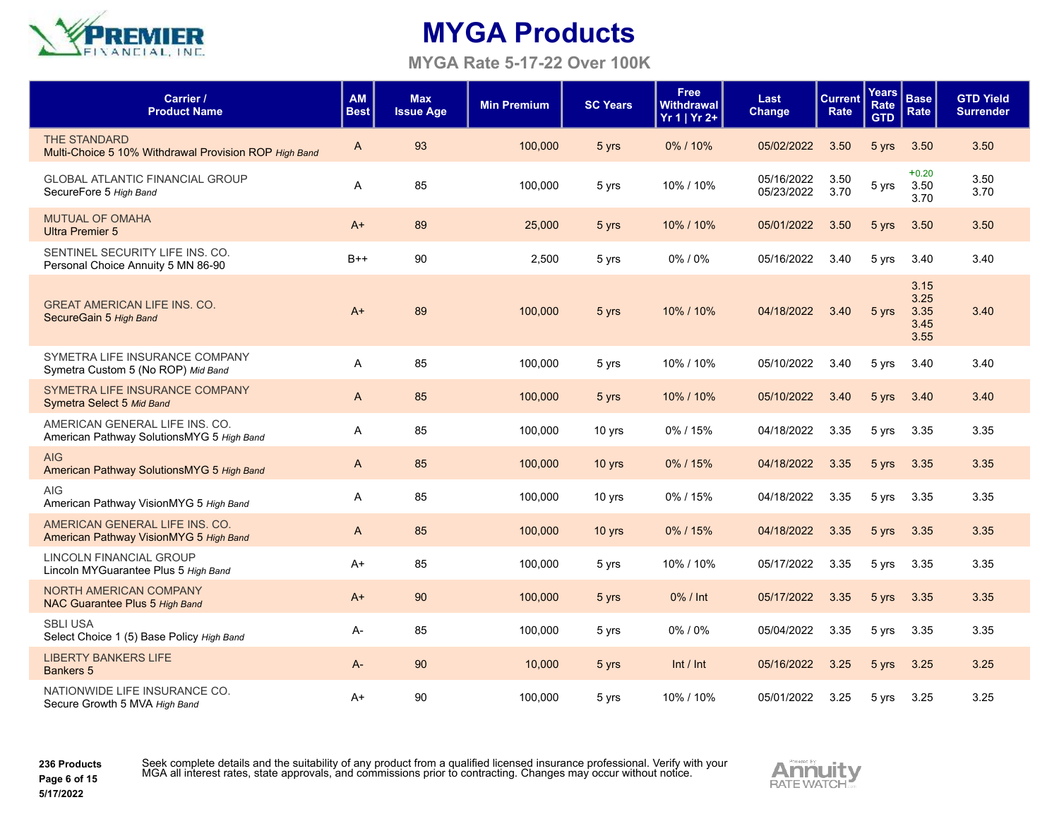# MYGA Products

## MYGA Rate 5-17-22 Over 100K

| Carrier / Product Name | AM Best | Max Issue Age | Min Premium | SC Years | Free Withdrawal Yr 1 \| Yr 2+ | Last Change | Current Rate | Years Rate GTD | Base Rate | GTD Yield Surrender |
|---|---|---|---|---|---|---|---|---|---|---|
| THE STANDARD<br>Multi-Choice 5 10% Withdrawal Provision ROP *High Band* | A | 93 | 100,000 | 5 yrs | 0% / 10% | 05/02/2022 | 3.50 | 5 yrs | 3.50 | 3.50 |
| GLOBAL ATLANTIC FINANCIAL GROUP<br>SecureFore 5 *High Band* | A | 85 | 100,000 | 5 yrs | 10% / 10% | 05/16/2022<br>05/23/2022 | 3.50<br>3.70 | 5 yrs | +0.20<br>3.50<br>3.70 | 3.50<br>3.70 |
| MUTUAL OF OMAHA<br>Ultra Premier 5 | A+ | 89 | 25,000 | 5 yrs | 10% / 10% | 05/01/2022 | 3.50 | 5 yrs | 3.50 | 3.50 |
| SENTINEL SECURITY LIFE INS. CO.<br>Personal Choice Annuity 5 MN 86-90 | B++ | 90 | 2,500 | 5 yrs | 0% / 0% | 05/16/2022 | 3.40 | 5 yrs | 3.40 | 3.40 |
| GREAT AMERICAN LIFE INS. CO.<br>SecureGain 5 *High Band* | A+ | 89 | 100,000 | 5 yrs | 10% / 10% | 04/18/2022 | 3.40 | 5 yrs | 3.15<br>3.25<br>3.35<br>3.45<br>3.55 | 3.40 |
| SYMETRA LIFE INSURANCE COMPANY<br>Symetra Custom 5 (No ROP) *Mid Band* | A | 85 | 100,000 | 5 yrs | 10% / 10% | 05/10/2022 | 3.40 | 5 yrs | 3.40 | 3.40 |
| SYMETRA LIFE INSURANCE COMPANY<br>Symetra Select 5 *Mid Band* | A | 85 | 100,000 | 5 yrs | 10% / 10% | 05/10/2022 | 3.40 | 5 yrs | 3.40 | 3.40 |
| AMERICAN GENERAL LIFE INS. CO.<br>American Pathway SolutionsMYG 5 *High Band* | A | 85 | 100,000 | 10 yrs | 0% / 15% | 04/18/2022 | 3.35 | 5 yrs | 3.35 | 3.35 |
| AIG<br>American Pathway SolutionsMYG 5 *High Band* | A | 85 | 100,000 | 10 yrs | 0% / 15% | 04/18/2022 | 3.35 | 5 yrs | 3.35 | 3.35 |
| AIG<br>American Pathway VisionMYG 5 *High Band* | A | 85 | 100,000 | 10 yrs | 0% / 15% | 04/18/2022 | 3.35 | 5 yrs | 3.35 | 3.35 |
| AMERICAN GENERAL LIFE INS. CO.<br>American Pathway VisionMYG 5 *High Band* | A | 85 | 100,000 | 10 yrs | 0% / 15% | 04/18/2022 | 3.35 | 5 yrs | 3.35 | 3.35 |
| LINCOLN FINANCIAL GROUP<br>Lincoln MYGuarantee Plus 5 *High Band* | A+ | 85 | 100,000 | 5 yrs | 10% / 10% | 05/17/2022 | 3.35 | 5 yrs | 3.35 | 3.35 |
| NORTH AMERICAN COMPANY<br>NAC Guarantee Plus 5 *High Band* | A+ | 90 | 100,000 | 5 yrs | 0% / Int | 05/17/2022 | 3.35 | 5 yrs | 3.35 | 3.35 |
| SBLI USA<br>Select Choice 1 (5) Base Policy *High Band* | A- | 85 | 100,000 | 5 yrs | 0% / 0% | 05/04/2022 | 3.35 | 5 yrs | 3.35 | 3.35 |
| LIBERTY BANKERS LIFE<br>Bankers 5 | A- | 90 | 10,000 | 5 yrs | Int / Int | 05/16/2022 | 3.25 | 5 yrs | 3.25 | 3.25 |
| NATIONWIDE LIFE INSURANCE CO.<br>Secure Growth 5 MVA *High Band* | A+ | 90 | 100,000 | 5 yrs | 10% / 10% | 05/01/2022 | 3.25 | 5 yrs | 3.25 | 3.25 |

**236 Products**

**5/17/2022**

Seek complete details and the suitability of any product from a qualified licensed insurance professional. Verify with your MGA all interest rates, state approvals, and commissions prior to contracting. Changes may occur without notice.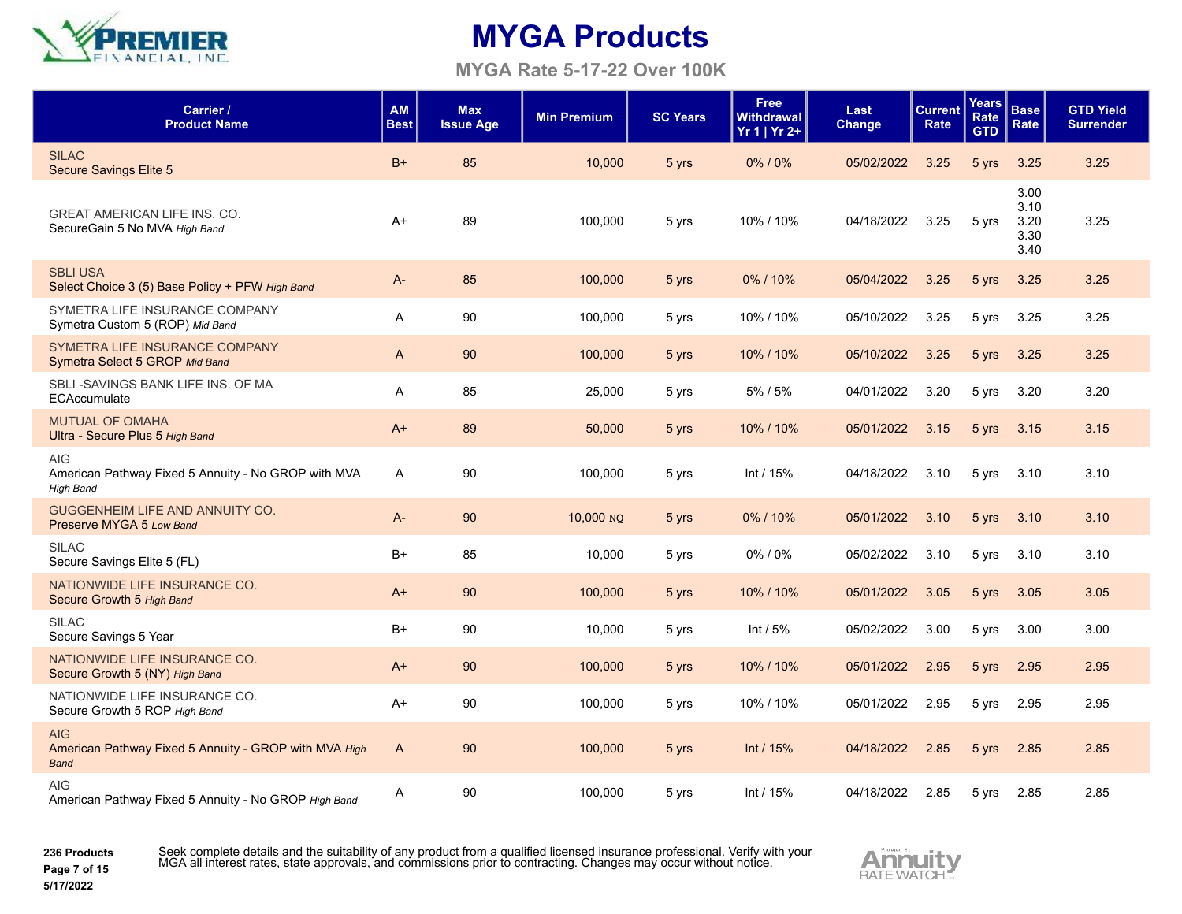# MYGA Products

**MYGA Rate 5-17-22 Over 100K**

| Carrier / Product Name | AM Best | Max Issue Age | Min Premium | SC Years | Free Withdrawal Yr 1 \| Yr 2+ | Last Change | Current Rate | Years Rate GTD | Base Rate | GTD Yield Surrender |
|---|---|---|---|---|---|---|---|---|---|---|
| SILAC<br>Secure Savings Elite 5 | B+ | 85 | 10,000 | 5 yrs | 0% / 0% | 05/02/2022 | 3.25 | 5 yrs | 3.25 | 3.25 |
| GREAT AMERICAN LIFE INS. CO.<br>SecureGain 5 No MVA *High Band* | A+ | 89 | 100,000 | 5 yrs | 10% / 10% | 04/18/2022 | 3.25 | 5 yrs | 3.00<br>3.10<br>3.20<br>3.30<br>3.40 | 3.25 |
| SBLI USA<br>Select Choice 3 (5) Base Policy + PFW *High Band* | A- | 85 | 100,000 | 5 yrs | 0% / 10% | 05/04/2022 | 3.25 | 5 yrs | 3.25 | 3.25 |
| SYMETRA LIFE INSURANCE COMPANY<br>Symetra Custom 5 (ROP) *Mid Band* | A | 90 | 100,000 | 5 yrs | 10% / 10% | 05/10/2022 | 3.25 | 5 yrs | 3.25 | 3.25 |
| SYMETRA LIFE INSURANCE COMPANY<br>Symetra Select 5 GROP *Mid Band* | A | 90 | 100,000 | 5 yrs | 10% / 10% | 05/10/2022 | 3.25 | 5 yrs | 3.25 | 3.25 |
| SBLI -SAVINGS BANK LIFE INS. OF MA<br>ECAccumulate | A | 85 | 25,000 | 5 yrs | 5% / 5% | 04/01/2022 | 3.20 | 5 yrs | 3.20 | 3.20 |
| MUTUAL OF OMAHA<br>Ultra - Secure Plus 5 *High Band* | A+ | 89 | 50,000 | 5 yrs | 10% / 10% | 05/01/2022 | 3.15 | 5 yrs | 3.15 | 3.15 |
| AIG<br>American Pathway Fixed 5 Annuity - No GROP with MVA *High Band* | A | 90 | 100,000 | 5 yrs | Int / 15% | 04/18/2022 | 3.10 | 5 yrs | 3.10 | 3.10 |
| GUGGENHEIM LIFE AND ANNUITY CO.<br>Preserve MYGA 5 *Low Band* | A- | 90 | 10,000 NQ | 5 yrs | 0% / 10% | 05/01/2022 | 3.10 | 5 yrs | 3.10 | 3.10 |
| SILAC<br>Secure Savings Elite 5 (FL) | B+ | 85 | 10,000 | 5 yrs | 0% / 0% | 05/02/2022 | 3.10 | 5 yrs | 3.10 | 3.10 |
| NATIONWIDE LIFE INSURANCE CO.<br>Secure Growth 5 *High Band* | A+ | 90 | 100,000 | 5 yrs | 10% / 10% | 05/01/2022 | 3.05 | 5 yrs | 3.05 | 3.05 |
| SILAC<br>Secure Savings 5 Year | B+ | 90 | 10,000 | 5 yrs | Int / 5% | 05/02/2022 | 3.00 | 5 yrs | 3.00 | 3.00 |
| NATIONWIDE LIFE INSURANCE CO.<br>Secure Growth 5 (NY) *High Band* | A+ | 90 | 100,000 | 5 yrs | 10% / 10% | 05/01/2022 | 2.95 | 5 yrs | 2.95 | 2.95 |
| NATIONWIDE LIFE INSURANCE CO.<br>Secure Growth 5 ROP *High Band* | A+ | 90 | 100,000 | 5 yrs | 10% / 10% | 05/01/2022 | 2.95 | 5 yrs | 2.95 | 2.95 |
| AIG<br>American Pathway Fixed 5 Annuity - GROP with MVA *High Band* | A | 90 | 100,000 | 5 yrs | Int / 15% | 04/18/2022 | 2.85 | 5 yrs | 2.85 | 2.85 |
| AIG<br>American Pathway Fixed 5 Annuity - No GROP *High Band* | A | 90 | 100,000 | 5 yrs | Int / 15% | 04/18/2022 | 2.85 | 5 yrs | 2.85 | 2.85 |

**236 Products**
**5/17/2022**

Seek complete details and the suitability of any product from a qualified licensed insurance professional. Verify with your MGA all interest rates, state approvals, and commissions prior to contracting. Changes may occur without notice.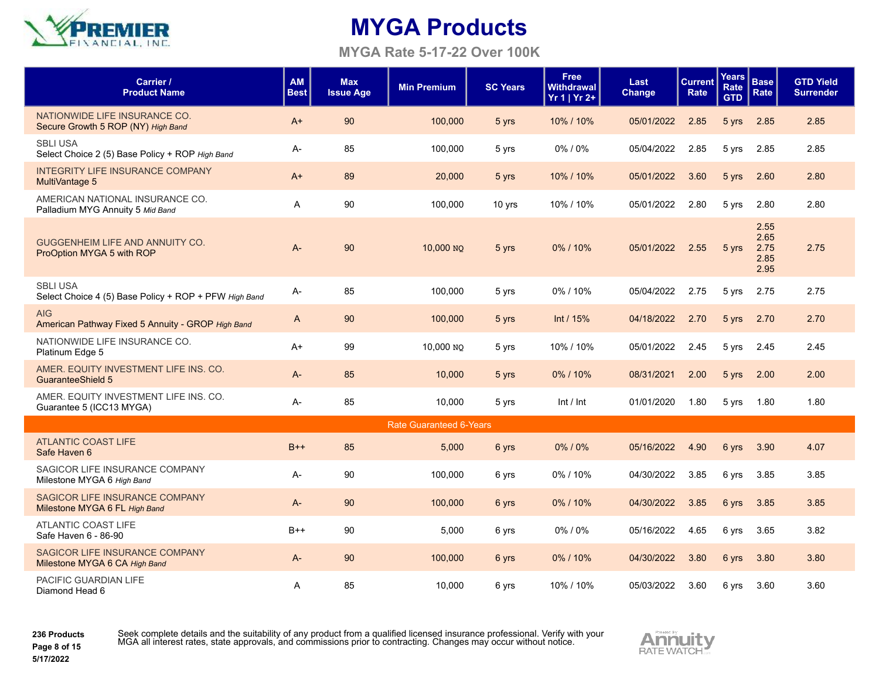# MYGA Products

## MYGA Rate 5-17-22 Over 100K

| Carrier / Product Name | AM Best | Max Issue Age | Min Premium | SC Years | Free Withdrawal Yr 1 \| Yr 2+ | Last Change | Current Rate | Years Rate GTD | Base Rate | GTD Yield Surrender |
|---|---|---|---|---|---|---|---|---|---|---|
| NATIONWIDE LIFE INSURANCE CO. Secure Growth 5 ROP (NY) *High Band* | A+ | 90 | 100,000 | 5 yrs | 10% / 10% | 05/01/2022 | 2.85 | 5 yrs | 2.85 | 2.85 |
| SBLI USA Select Choice 2 (5) Base Policy + ROP *High Band* | A- | 85 | 100,000 | 5 yrs | 0% / 0% | 05/04/2022 | 2.85 | 5 yrs | 2.85 | 2.85 |
| INTEGRITY LIFE INSURANCE COMPANY MultiVantage 5 | A+ | 89 | 20,000 | 5 yrs | 10% / 10% | 05/01/2022 | 3.60 | 5 yrs | 2.60 | 2.80 |
| AMERICAN NATIONAL INSURANCE CO. Palladium MYG Annuity 5 *Mid Band* | A | 90 | 100,000 | 10 yrs | 10% / 10% | 05/01/2022 | 2.80 | 5 yrs | 2.80 | 2.80 |
| GUGGENHEIM LIFE AND ANNUITY CO. ProOption MYGA 5 with ROP | A- | 90 | 10,000 NQ | 5 yrs | 0% / 10% | 05/01/2022 | 2.55 | 5 yrs | 2.55 2.65 2.75 2.85 2.95 | 2.75 |
| SBLI USA Select Choice 4 (5) Base Policy + ROP + PFW *High Band* | A- | 85 | 100,000 | 5 yrs | 0% / 10% | 05/04/2022 | 2.75 | 5 yrs | 2.75 | 2.75 |
| AIG American Pathway Fixed 5 Annuity - GROP *High Band* | A | 90 | 100,000 | 5 yrs | Int / 15% | 04/18/2022 | 2.70 | 5 yrs | 2.70 | 2.70 |
| NATIONWIDE LIFE INSURANCE CO. Platinum Edge 5 | A+ | 99 | 10,000 NQ | 5 yrs | 10% / 10% | 05/01/2022 | 2.45 | 5 yrs | 2.45 | 2.45 |
| AMER. EQUITY INVESTMENT LIFE INS. CO. GuaranteeShield 5 | A- | 85 | 10,000 | 5 yrs | 0% / 10% | 08/31/2021 | 2.00 | 5 yrs | 2.00 | 2.00 |
| AMER. EQUITY INVESTMENT LIFE INS. CO. Guarantee 5 (ICC13 MYGA) | A- | 85 | 10,000 | 5 yrs | Int / Int | 01/01/2020 | 1.80 | 5 yrs | 1.80 | 1.80 |
| **Rate Guaranteed 6-Years** | | | | | | | | | | |
| ATLANTIC COAST LIFE Safe Haven 6 | B++ | 85 | 5,000 | 6 yrs | 0% / 0% | 05/16/2022 | 4.90 | 6 yrs | 3.90 | 4.07 |
| SAGICOR LIFE INSURANCE COMPANY Milestone MYGA 6 *High Band* | A- | 90 | 100,000 | 6 yrs | 0% / 10% | 04/30/2022 | 3.85 | 6 yrs | 3.85 | 3.85 |
| SAGICOR LIFE INSURANCE COMPANY Milestone MYGA 6 FL *High Band* | A- | 90 | 100,000 | 6 yrs | 0% / 10% | 04/30/2022 | 3.85 | 6 yrs | 3.85 | 3.85 |
| ATLANTIC COAST LIFE Safe Haven 6 - 86-90 | B++ | 90 | 5,000 | 6 yrs | 0% / 0% | 05/16/2022 | 4.65 | 6 yrs | 3.65 | 3.82 |
| SAGICOR LIFE INSURANCE COMPANY Milestone MYGA 6 CA *High Band* | A- | 90 | 100,000 | 6 yrs | 0% / 10% | 04/30/2022 | 3.80 | 6 yrs | 3.80 | 3.80 |
| PACIFIC GUARDIAN LIFE Diamond Head 6 | A | 85 | 10,000 | 6 yrs | 10% / 10% | 05/03/2022 | 3.60 | 6 yrs | 3.60 | 3.60 |

**236 Products**

Seek complete details and the suitability of any product from a qualified licensed insurance professional. Verify with your MGA all interest rates, state approvals, and commissions prior to contracting. Changes may occur without notice.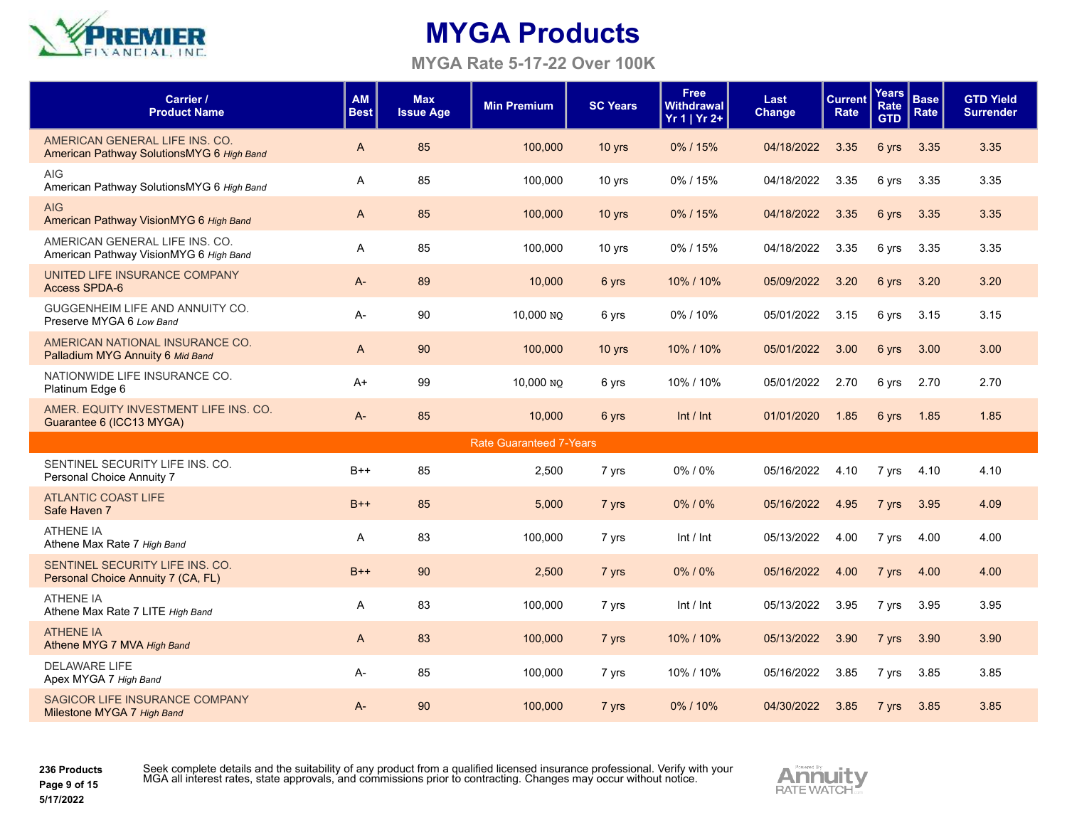# MYGA Products

## MYGA Rate 5-17-22 Over 100K

| Carrier / Product Name | AM Best | Max Issue Age | Min Premium | SC Years | Free Withdrawal Yr 1 \| Yr 2+ | Last Change | Current Rate | Years Rate GTD | Base Rate | GTD Yield Surrender |
|---|---|---|---|---|---|---|---|---|---|---|
| AMERICAN GENERAL LIFE INS. CO. American Pathway SolutionsMYG 6 *High Band* | A | 85 | 100,000 | 10 yrs | 0% / 15% | 04/18/2022 | 3.35 | 6 yrs | 3.35 | 3.35 |
| AIG American Pathway SolutionsMYG 6 *High Band* | A | 85 | 100,000 | 10 yrs | 0% / 15% | 04/18/2022 | 3.35 | 6 yrs | 3.35 | 3.35 |
| AIG American Pathway VisionMYG 6 *High Band* | A | 85 | 100,000 | 10 yrs | 0% / 15% | 04/18/2022 | 3.35 | 6 yrs | 3.35 | 3.35 |
| AMERICAN GENERAL LIFE INS. CO. American Pathway VisionMYG 6 *High Band* | A | 85 | 100,000 | 10 yrs | 0% / 15% | 04/18/2022 | 3.35 | 6 yrs | 3.35 | 3.35 |
| UNITED LIFE INSURANCE COMPANY Access SPDA-6 | A- | 89 | 10,000 | 6 yrs | 10% / 10% | 05/09/2022 | 3.20 | 6 yrs | 3.20 | 3.20 |
| GUGGENHEIM LIFE AND ANNUITY CO. Preserve MYGA 6 *Low Band* | A- | 90 | 10,000 NQ | 6 yrs | 0% / 10% | 05/01/2022 | 3.15 | 6 yrs | 3.15 | 3.15 |
| AMERICAN NATIONAL INSURANCE CO. Palladium MYG Annuity 6 *Mid Band* | A | 90 | 100,000 | 10 yrs | 10% / 10% | 05/01/2022 | 3.00 | 6 yrs | 3.00 | 3.00 |
| NATIONWIDE LIFE INSURANCE CO. Platinum Edge 6 | A+ | 99 | 10,000 NQ | 6 yrs | 10% / 10% | 05/01/2022 | 2.70 | 6 yrs | 2.70 | 2.70 |
| AMER. EQUITY INVESTMENT LIFE INS. CO. Guarantee 6 (ICC13 MYGA) | A- | 85 | 10,000 | 6 yrs | Int / Int | 01/01/2020 | 1.85 | 6 yrs | 1.85 | 1.85 |
| **Rate Guaranteed 7-Years** | | | | | | | | | | |
| SENTINEL SECURITY LIFE INS. CO. Personal Choice Annuity 7 | B++ | 85 | 2,500 | 7 yrs | 0% / 0% | 05/16/2022 | 4.10 | 7 yrs | 4.10 | 4.10 |
| ATLANTIC COAST LIFE Safe Haven 7 | B++ | 85 | 5,000 | 7 yrs | 0% / 0% | 05/16/2022 | 4.95 | 7 yrs | 3.95 | 4.09 |
| ATHENE IA Athene Max Rate 7 *High Band* | A | 83 | 100,000 | 7 yrs | Int / Int | 05/13/2022 | 4.00 | 7 yrs | 4.00 | 4.00 |
| SENTINEL SECURITY LIFE INS. CO. Personal Choice Annuity 7 (CA, FL) | B++ | 90 | 2,500 | 7 yrs | 0% / 0% | 05/16/2022 | 4.00 | 7 yrs | 4.00 | 4.00 |
| ATHENE IA Athene Max Rate 7 LITE *High Band* | A | 83 | 100,000 | 7 yrs | Int / Int | 05/13/2022 | 3.95 | 7 yrs | 3.95 | 3.95 |
| ATHENE IA Athene MYG 7 MVA *High Band* | A | 83 | 100,000 | 7 yrs | 10% / 10% | 05/13/2022 | 3.90 | 7 yrs | 3.90 | 3.90 |
| DELAWARE LIFE Apex MYGA 7 *High Band* | A- | 85 | 100,000 | 7 yrs | 10% / 10% | 05/16/2022 | 3.85 | 7 yrs | 3.85 | 3.85 |
| SAGICOR LIFE INSURANCE COMPANY Milestone MYGA 7 *High Band* | A- | 90 | 100,000 | 7 yrs | 0% / 10% | 04/30/2022 | 3.85 | 7 yrs | 3.85 | 3.85 |

**236 Products**

**5/17/2022**

Seek complete details and the suitability of any product from a qualified licensed insurance professional. Verify with your MGA all interest rates, state approvals, and commissions prior to contracting. Changes may occur without notice.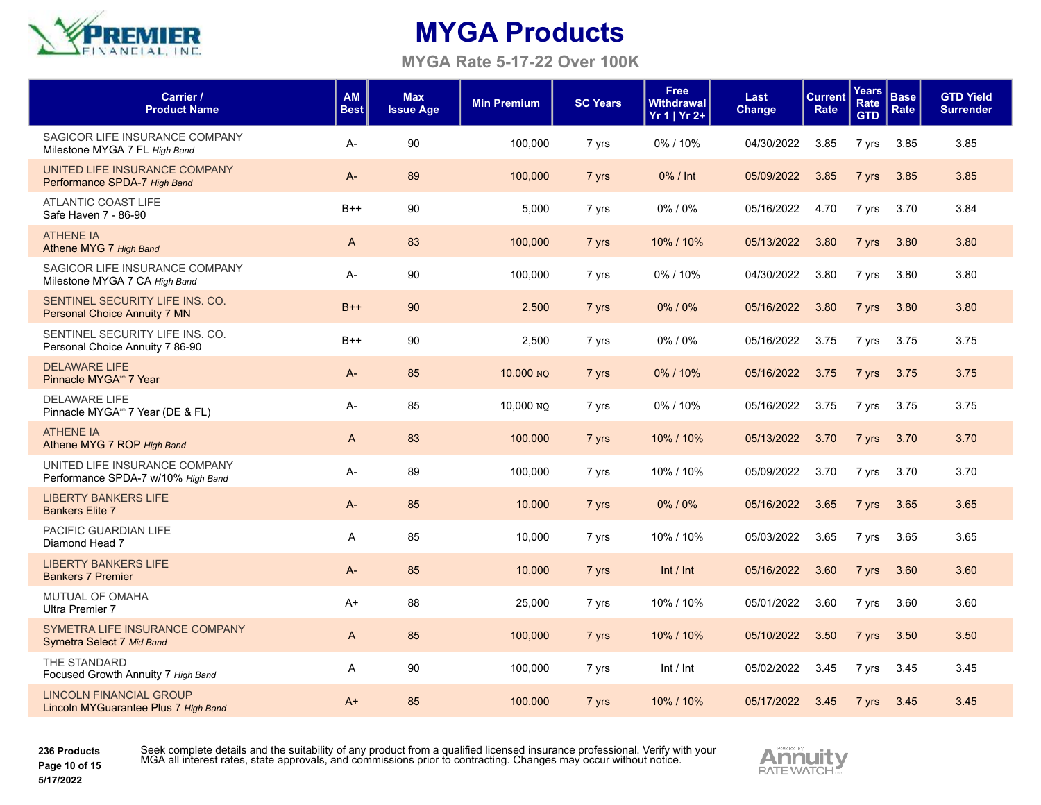# MYGA Products

## MYGA Rate 5-17-22 Over 100K

| Carrier / Product Name | AM Best | Max Issue Age | Min Premium | SC Years | Free Withdrawal Yr 1 \| Yr 2+ | Last Change | Current Rate | Years Rate GTD | Base Rate | GTD Yield Surrender |
|---|---|---|---|---|---|---|---|---|---|---|
| SAGICOR LIFE INSURANCE COMPANY<br>Milestone MYGA 7 FL *High Band* | A- | 90 | 100,000 | 7 yrs | 0% / 10% | 04/30/2022 | 3.85 | 7 yrs | 3.85 | 3.85 |
| UNITED LIFE INSURANCE COMPANY<br>Performance SPDA-7 *High Band* | A- | 89 | 100,000 | 7 yrs | 0% / Int | 05/09/2022 | 3.85 | 7 yrs | 3.85 | 3.85 |
| ATLANTIC COAST LIFE<br>Safe Haven 7 - 86-90 | B++ | 90 | 5,000 | 7 yrs | 0% / 0% | 05/16/2022 | 4.70 | 7 yrs | 3.70 | 3.84 |
| ATHENE IA<br>Athene MYG 7 *High Band* | A | 83 | 100,000 | 7 yrs | 10% / 10% | 05/13/2022 | 3.80 | 7 yrs | 3.80 | 3.80 |
| SAGICOR LIFE INSURANCE COMPANY<br>Milestone MYGA 7 CA *High Band* | A- | 90 | 100,000 | 7 yrs | 0% / 10% | 04/30/2022 | 3.80 | 7 yrs | 3.80 | 3.80 |
| SENTINEL SECURITY LIFE INS. CO.<br>Personal Choice Annuity 7 MN | B++ | 90 | 2,500 | 7 yrs | 0% / 0% | 05/16/2022 | 3.80 | 7 yrs | 3.80 | 3.80 |
| SENTINEL SECURITY LIFE INS. CO.<br>Personal Choice Annuity 7 86-90 | B++ | 90 | 2,500 | 7 yrs | 0% / 0% | 05/16/2022 | 3.75 | 7 yrs | 3.75 | 3.75 |
| DELAWARE LIFE<br>Pinnacle MYGA℠ 7 Year | A- | 85 | 10,000 NQ | 7 yrs | 0% / 10% | 05/16/2022 | 3.75 | 7 yrs | 3.75 | 3.75 |
| DELAWARE LIFE<br>Pinnacle MYGA℠ 7 Year (DE & FL) | A- | 85 | 10,000 NQ | 7 yrs | 0% / 10% | 05/16/2022 | 3.75 | 7 yrs | 3.75 | 3.75 |
| ATHENE IA<br>Athene MYG 7 ROP *High Band* | A | 83 | 100,000 | 7 yrs | 10% / 10% | 05/13/2022 | 3.70 | 7 yrs | 3.70 | 3.70 |
| UNITED LIFE INSURANCE COMPANY<br>Performance SPDA-7 w/10% *High Band* | A- | 89 | 100,000 | 7 yrs | 10% / 10% | 05/09/2022 | 3.70 | 7 yrs | 3.70 | 3.70 |
| LIBERTY BANKERS LIFE<br>Bankers Elite 7 | A- | 85 | 10,000 | 7 yrs | 0% / 0% | 05/16/2022 | 3.65 | 7 yrs | 3.65 | 3.65 |
| PACIFIC GUARDIAN LIFE<br>Diamond Head 7 | A | 85 | 10,000 | 7 yrs | 10% / 10% | 05/03/2022 | 3.65 | 7 yrs | 3.65 | 3.65 |
| LIBERTY BANKERS LIFE<br>Bankers 7 Premier | A- | 85 | 10,000 | 7 yrs | Int / Int | 05/16/2022 | 3.60 | 7 yrs | 3.60 | 3.60 |
| MUTUAL OF OMAHA<br>Ultra Premier 7 | A+ | 88 | 25,000 | 7 yrs | 10% / 10% | 05/01/2022 | 3.60 | 7 yrs | 3.60 | 3.60 |
| SYMETRA LIFE INSURANCE COMPANY<br>Symetra Select 7 *Mid Band* | A | 85 | 100,000 | 7 yrs | 10% / 10% | 05/10/2022 | 3.50 | 7 yrs | 3.50 | 3.50 |
| THE STANDARD<br>Focused Growth Annuity 7 *High Band* | A | 90 | 100,000 | 7 yrs | Int / Int | 05/02/2022 | 3.45 | 7 yrs | 3.45 | 3.45 |
| LINCOLN FINANCIAL GROUP<br>Lincoln MYGuarantee Plus 7 *High Band* | A+ | 85 | 100,000 | 7 yrs | 10% / 10% | 05/17/2022 | 3.45 | 7 yrs | 3.45 | 3.45 |

**236 Products**
**5/17/2022**

Seek complete details and the suitability of any product from a qualified licensed insurance professional. Verify with your MGA all interest rates, state approvals, and commissions prior to contracting. Changes may occur without notice.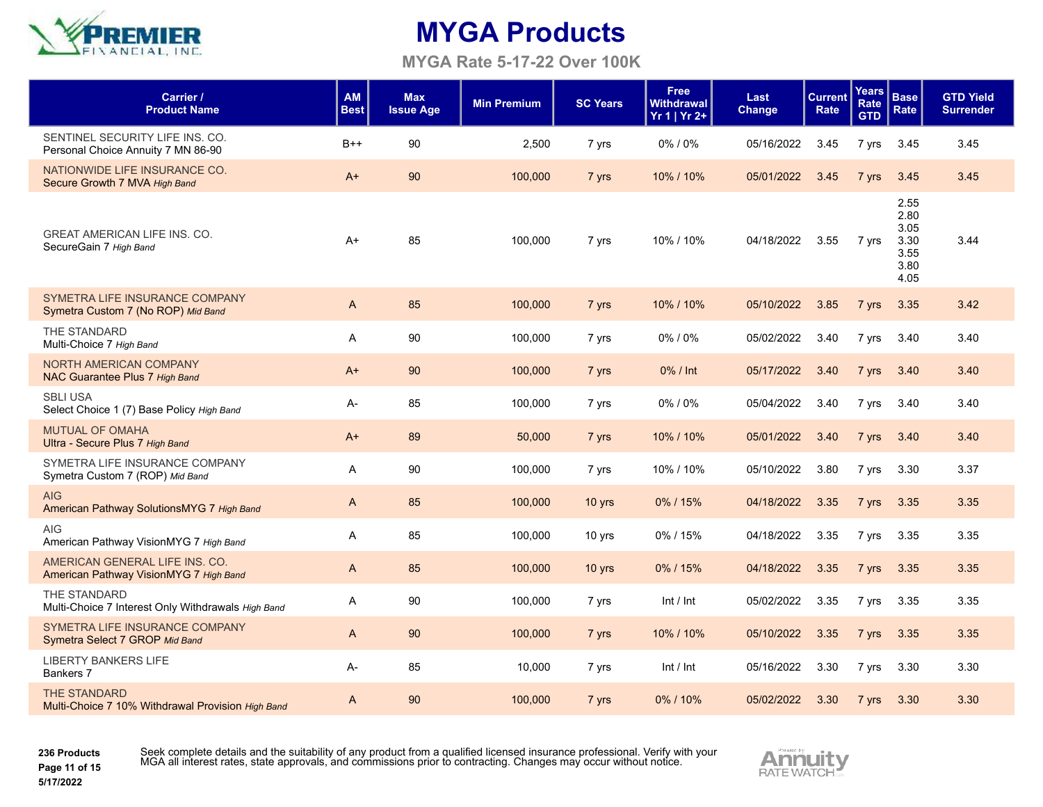# MYGA Products

## MYGA Rate 5-17-22 Over 100K

| Carrier / Product Name | AM Best | Max Issue Age | Min Premium | SC Years | Free Withdrawal Yr 1 \| Yr 2+ | Last Change | Current Rate | Years Rate GTD | Base Rate | GTD Yield Surrender |
|---|---|---|---|---|---|---|---|---|---|---|
| SENTINEL SECURITY LIFE INS. CO. Personal Choice Annuity 7 MN 86-90 | B++ | 90 | 2,500 | 7 yrs | 0% / 0% | 05/16/2022 | 3.45 | 7 yrs | 3.45 | 3.45 |
| NATIONWIDE LIFE INSURANCE CO. Secure Growth 7 MVA *High Band* | A+ | 90 | 100,000 | 7 yrs | 10% / 10% | 05/01/2022 | 3.45 | 7 yrs | 3.45 | 3.45 |
| GREAT AMERICAN LIFE INS. CO. SecureGain 7 *High Band* | A+ | 85 | 100,000 | 7 yrs | 10% / 10% | 04/18/2022 | 3.55 | 7 yrs | 2.55 2.80 3.05 3.30 3.55 3.80 4.05 | 3.44 |
| SYMETRA LIFE INSURANCE COMPANY Symetra Custom 7 (No ROP) *Mid Band* | A | 85 | 100,000 | 7 yrs | 10% / 10% | 05/10/2022 | 3.85 | 7 yrs | 3.35 | 3.42 |
| THE STANDARD Multi-Choice 7 *High Band* | A | 90 | 100,000 | 7 yrs | 0% / 0% | 05/02/2022 | 3.40 | 7 yrs | 3.40 | 3.40 |
| NORTH AMERICAN COMPANY NAC Guarantee Plus 7 *High Band* | A+ | 90 | 100,000 | 7 yrs | 0% / Int | 05/17/2022 | 3.40 | 7 yrs | 3.40 | 3.40 |
| SBLI USA Select Choice 1 (7) Base Policy *High Band* | A- | 85 | 100,000 | 7 yrs | 0% / 0% | 05/04/2022 | 3.40 | 7 yrs | 3.40 | 3.40 |
| MUTUAL OF OMAHA Ultra - Secure Plus 7 *High Band* | A+ | 89 | 50,000 | 7 yrs | 10% / 10% | 05/01/2022 | 3.40 | 7 yrs | 3.40 | 3.40 |
| SYMETRA LIFE INSURANCE COMPANY Symetra Custom 7 (ROP) *Mid Band* | A | 90 | 100,000 | 7 yrs | 10% / 10% | 05/10/2022 | 3.80 | 7 yrs | 3.30 | 3.37 |
| AIG American Pathway SolutionsMYG 7 *High Band* | A | 85 | 100,000 | 10 yrs | 0% / 15% | 04/18/2022 | 3.35 | 7 yrs | 3.35 | 3.35 |
| AIG American Pathway VisionMYG 7 *High Band* | A | 85 | 100,000 | 10 yrs | 0% / 15% | 04/18/2022 | 3.35 | 7 yrs | 3.35 | 3.35 |
| AMERICAN GENERAL LIFE INS. CO. American Pathway VisionMYG 7 *High Band* | A | 85 | 100,000 | 10 yrs | 0% / 15% | 04/18/2022 | 3.35 | 7 yrs | 3.35 | 3.35 |
| THE STANDARD Multi-Choice 7 Interest Only Withdrawals *High Band* | A | 90 | 100,000 | 7 yrs | Int / Int | 05/02/2022 | 3.35 | 7 yrs | 3.35 | 3.35 |
| SYMETRA LIFE INSURANCE COMPANY Symetra Select 7 GROP *Mid Band* | A | 90 | 100,000 | 7 yrs | 10% / 10% | 05/10/2022 | 3.35 | 7 yrs | 3.35 | 3.35 |
| LIBERTY BANKERS LIFE Bankers 7 | A- | 85 | 10,000 | 7 yrs | Int / Int | 05/16/2022 | 3.30 | 7 yrs | 3.30 | 3.30 |
| THE STANDARD Multi-Choice 7 10% Withdrawal Provision *High Band* | A | 90 | 100,000 | 7 yrs | 0% / 10% | 05/02/2022 | 3.30 | 7 yrs | 3.30 | 3.30 |

**236 Products**

**5/17/2022**

Seek complete details and the suitability of any product from a qualified licensed insurance professional. Verify with your MGA all interest rates, state approvals, and commissions prior to contracting. Changes may occur without notice.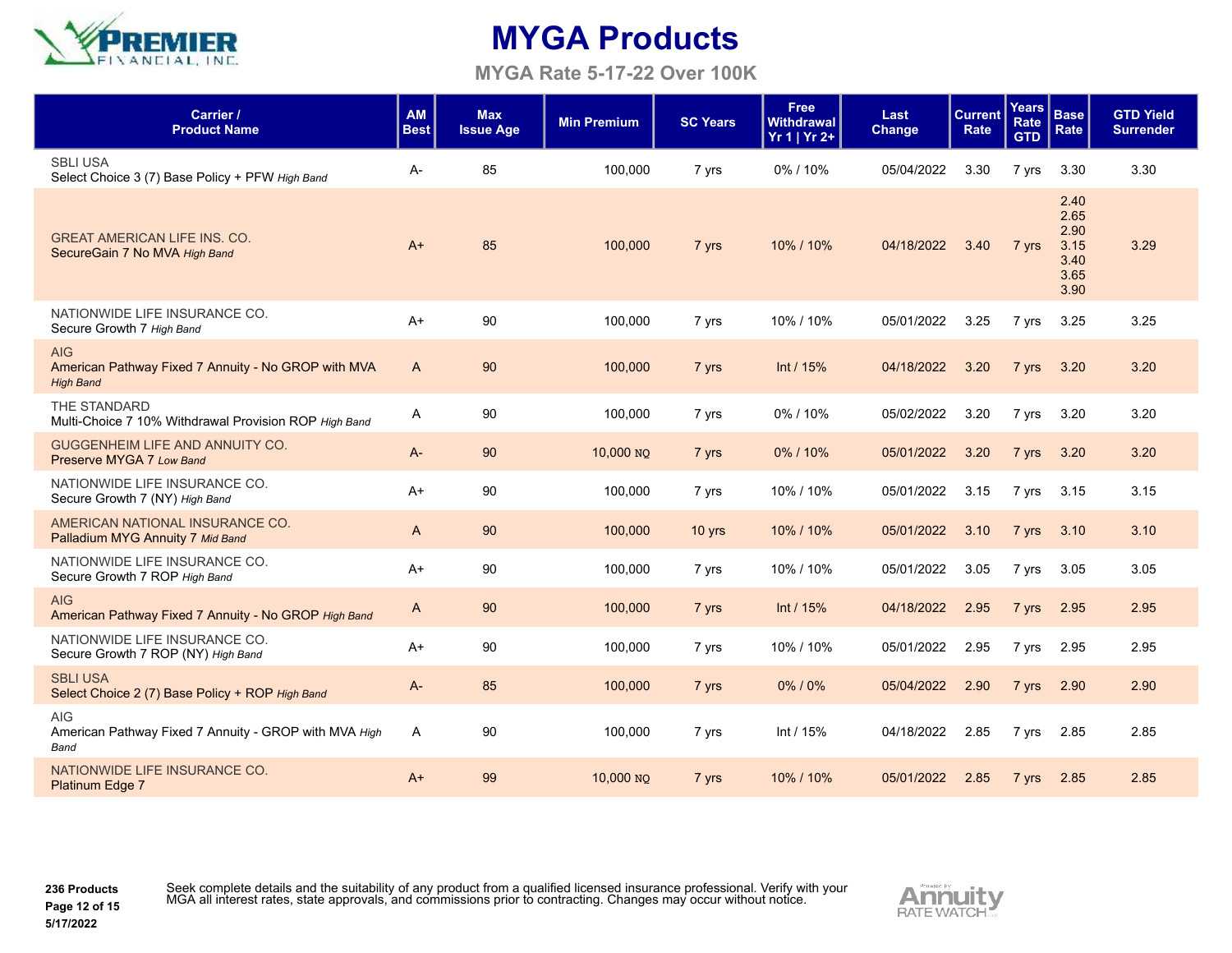# MYGA Products

## MYGA Rate 5-17-22 Over 100K

| Carrier / Product Name | AM Best | Max Issue Age | Min Premium | SC Years | Free Withdrawal Yr 1 \| Yr 2+ | Last Change | Current Rate | Years Rate GTD | Base Rate | GTD Yield Surrender |
|---|---|---|---|---|---|---|---|---|---|---|
| SBLI USA<br>Select Choice 3 (7) Base Policy + PFW *High Band* | A- | 85 | 100,000 | 7 yrs | 0% / 10% | 05/04/2022 | 3.30 | 7 yrs | 3.30 | 3.30 |
| GREAT AMERICAN LIFE INS. CO.<br>SecureGain 7 No MVA *High Band* | A+ | 85 | 100,000 | 7 yrs | 10% / 10% | 04/18/2022 | 3.40 | 7 yrs | 2.40<br>2.65<br>2.90<br>3.15<br>3.40<br>3.65<br>3.90 | 3.29 |
| NATIONWIDE LIFE INSURANCE CO.<br>Secure Growth 7 *High Band* | A+ | 90 | 100,000 | 7 yrs | 10% / 10% | 05/01/2022 | 3.25 | 7 yrs | 3.25 | 3.25 |
| AIG<br>American Pathway Fixed 7 Annuity - No GROP with MVA *High Band* | A | 90 | 100,000 | 7 yrs | Int / 15% | 04/18/2022 | 3.20 | 7 yrs | 3.20 | 3.20 |
| THE STANDARD<br>Multi-Choice 7 10% Withdrawal Provision ROP *High Band* | A | 90 | 100,000 | 7 yrs | 0% / 10% | 05/02/2022 | 3.20 | 7 yrs | 3.20 | 3.20 |
| GUGGENHEIM LIFE AND ANNUITY CO.<br>Preserve MYGA 7 *Low Band* | A- | 90 | 10,000 NQ | 7 yrs | 0% / 10% | 05/01/2022 | 3.20 | 7 yrs | 3.20 | 3.20 |
| NATIONWIDE LIFE INSURANCE CO.<br>Secure Growth 7 (NY) *High Band* | A+ | 90 | 100,000 | 7 yrs | 10% / 10% | 05/01/2022 | 3.15 | 7 yrs | 3.15 | 3.15 |
| AMERICAN NATIONAL INSURANCE CO.<br>Palladium MYG Annuity 7 *Mid Band* | A | 90 | 100,000 | 10 yrs | 10% / 10% | 05/01/2022 | 3.10 | 7 yrs | 3.10 | 3.10 |
| NATIONWIDE LIFE INSURANCE CO.<br>Secure Growth 7 ROP *High Band* | A+ | 90 | 100,000 | 7 yrs | 10% / 10% | 05/01/2022 | 3.05 | 7 yrs | 3.05 | 3.05 |
| AIG<br>American Pathway Fixed 7 Annuity - No GROP *High Band* | A | 90 | 100,000 | 7 yrs | Int / 15% | 04/18/2022 | 2.95 | 7 yrs | 2.95 | 2.95 |
| NATIONWIDE LIFE INSURANCE CO.<br>Secure Growth 7 ROP (NY) *High Band* | A+ | 90 | 100,000 | 7 yrs | 10% / 10% | 05/01/2022 | 2.95 | 7 yrs | 2.95 | 2.95 |
| SBLI USA<br>Select Choice 2 (7) Base Policy + ROP *High Band* | A- | 85 | 100,000 | 7 yrs | 0% / 0% | 05/04/2022 | 2.90 | 7 yrs | 2.90 | 2.90 |
| AIG<br>American Pathway Fixed 7 Annuity - GROP with MVA *High Band* | A | 90 | 100,000 | 7 yrs | Int / 15% | 04/18/2022 | 2.85 | 7 yrs | 2.85 | 2.85 |
| NATIONWIDE LIFE INSURANCE CO.<br>Platinum Edge 7 | A+ | 99 | 10,000 NQ | 7 yrs | 10% / 10% | 05/01/2022 | 2.85 | 7 yrs | 2.85 | 2.85 |

**236 Products**
**5/17/2022**

Seek complete details and the suitability of any product from a qualified licensed insurance professional. Verify with your MGA all interest rates, state approvals, and commissions prior to contracting. Changes may occur without notice.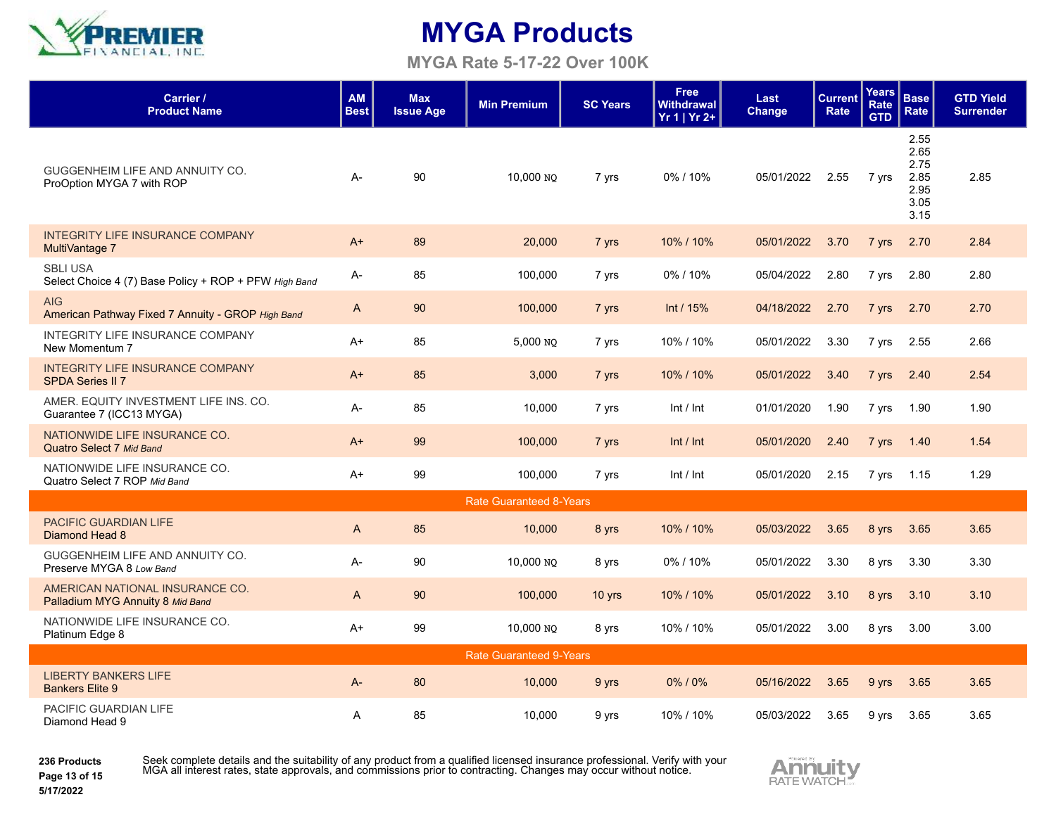# MYGA Products

## MYGA Rate 5-17-22 Over 100K

| Carrier / Product Name | AM Best | Max Issue Age | Min Premium | SC Years | Free Withdrawal Yr 1 \| Yr 2+ | Last Change | Current Rate | Years Rate GTD | Base Rate | GTD Yield Surrender |
|---|---|---|---|---|---|---|---|---|---|---|
| GUGGENHEIM LIFE AND ANNUITY CO.<br>ProOption MYGA 7 with ROP | A- | 90 | 10,000 NQ | 7 yrs | 0% / 10% | 05/01/2022 | 2.55 | 7 yrs | 2.55<br>2.65<br>2.75<br>2.85<br>2.95<br>3.05<br>3.15 | 2.85 |
| INTEGRITY LIFE INSURANCE COMPANY<br>MultiVantage 7 | A+ | 89 | 20,000 | 7 yrs | 10% / 10% | 05/01/2022 | 3.70 | 7 yrs | 2.70 | 2.84 |
| SBLI USA<br>Select Choice 4 (7) Base Policy + ROP + PFW *High Band* | A- | 85 | 100,000 | 7 yrs | 0% / 10% | 05/04/2022 | 2.80 | 7 yrs | 2.80 | 2.80 |
| AIG<br>American Pathway Fixed 7 Annuity - GROP *High Band* | A | 90 | 100,000 | 7 yrs | Int / 15% | 04/18/2022 | 2.70 | 7 yrs | 2.70 | 2.70 |
| INTEGRITY LIFE INSURANCE COMPANY<br>New Momentum 7 | A+ | 85 | 5,000 NQ | 7 yrs | 10% / 10% | 05/01/2022 | 3.30 | 7 yrs | 2.55 | 2.66 |
| INTEGRITY LIFE INSURANCE COMPANY<br>SPDA Series II 7 | A+ | 85 | 3,000 | 7 yrs | 10% / 10% | 05/01/2022 | 3.40 | 7 yrs | 2.40 | 2.54 |
| AMER. EQUITY INVESTMENT LIFE INS. CO.<br>Guarantee 7 (ICC13 MYGA) | A- | 85 | 10,000 | 7 yrs | Int / Int | 01/01/2020 | 1.90 | 7 yrs | 1.90 | 1.90 |
| NATIONWIDE LIFE INSURANCE CO.<br>Quatro Select 7 *Mid Band* | A+ | 99 | 100,000 | 7 yrs | Int / Int | 05/01/2020 | 2.40 | 7 yrs | 1.40 | 1.54 |
| NATIONWIDE LIFE INSURANCE CO.<br>Quatro Select 7 ROP *Mid Band* | A+ | 99 | 100,000 | 7 yrs | Int / Int | 05/01/2020 | 2.15 | 7 yrs | 1.15 | 1.29 |
| **Rate Guaranteed 8-Years** | | | | | | | | | | |
| PACIFIC GUARDIAN LIFE<br>Diamond Head 8 | A | 85 | 10,000 | 8 yrs | 10% / 10% | 05/03/2022 | 3.65 | 8 yrs | 3.65 | 3.65 |
| GUGGENHEIM LIFE AND ANNUITY CO.<br>Preserve MYGA 8 *Low Band* | A- | 90 | 10,000 NQ | 8 yrs | 0% / 10% | 05/01/2022 | 3.30 | 8 yrs | 3.30 | 3.30 |
| AMERICAN NATIONAL INSURANCE CO.<br>Palladium MYG Annuity 8 *Mid Band* | A | 90 | 100,000 | 10 yrs | 10% / 10% | 05/01/2022 | 3.10 | 8 yrs | 3.10 | 3.10 |
| NATIONWIDE LIFE INSURANCE CO.<br>Platinum Edge 8 | A+ | 99 | 10,000 NQ | 8 yrs | 10% / 10% | 05/01/2022 | 3.00 | 8 yrs | 3.00 | 3.00 |
| **Rate Guaranteed 9-Years** | | | | | | | | | | |
| LIBERTY BANKERS LIFE<br>Bankers Elite 9 | A- | 80 | 10,000 | 9 yrs | 0% / 0% | 05/16/2022 | 3.65 | 9 yrs | 3.65 | 3.65 |
| PACIFIC GUARDIAN LIFE<br>Diamond Head 9 | A | 85 | 10,000 | 9 yrs | 10% / 10% | 05/03/2022 | 3.65 | 9 yrs | 3.65 | 3.65 |

**236 Products**

Seek complete details and the suitability of any product from a qualified licensed insurance professional. Verify with your MGA all interest rates, state approvals, and commissions prior to contracting. Changes may occur without notice.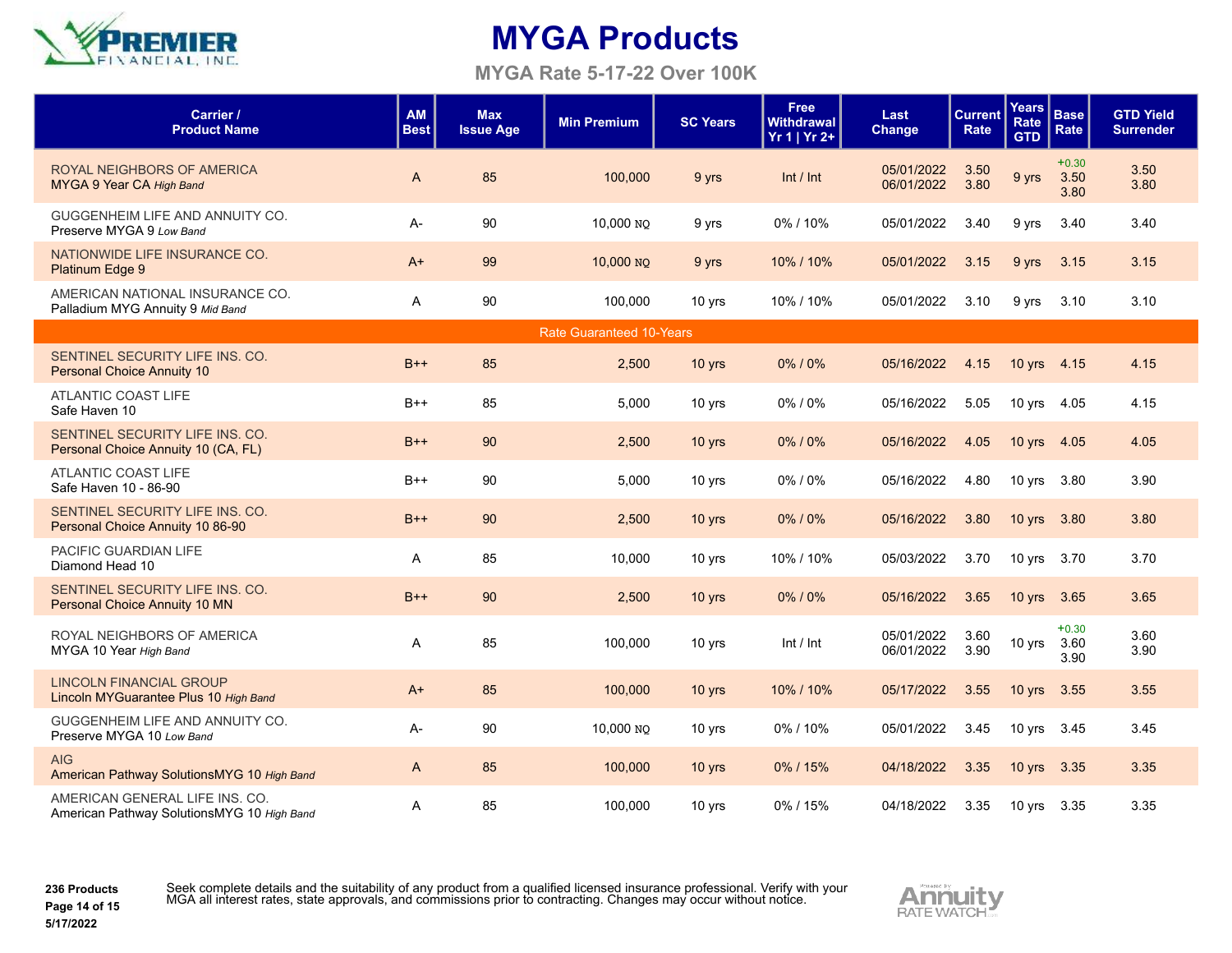# MYGA Products

## MYGA Rate 5-17-22 Over 100K

| Carrier / Product Name | AM Best | Max Issue Age | Min Premium | SC Years | Free Withdrawal Yr 1 \| Yr 2+ | Last Change | Current Rate | Years Rate GTD | Base Rate | GTD Yield Surrender |
|---|---|---|---|---|---|---|---|---|---|---|
| ROYAL NEIGHBORS OF AMERICA<br>MYGA 9 Year CA *High Band* | A | 85 | 100,000 | 9 yrs | Int / Int | 05/01/2022<br>06/01/2022 | 3.50<br>3.80 | 9 yrs | +0.30<br>3.50<br>3.80 | 3.50<br>3.80 |
| GUGGENHEIM LIFE AND ANNUITY CO.<br>Preserve MYGA 9 *Low Band* | A- | 90 | 10,000 NQ | 9 yrs | 0% / 10% | 05/01/2022 | 3.40 | 9 yrs | 3.40 | 3.40 |
| NATIONWIDE LIFE INSURANCE CO.<br>Platinum Edge 9 | A+ | 99 | 10,000 NQ | 9 yrs | 10% / 10% | 05/01/2022 | 3.15 | 9 yrs | 3.15 | 3.15 |
| AMERICAN NATIONAL INSURANCE CO.<br>Palladium MYG Annuity 9 *Mid Band* | A | 90 | 100,000 | 10 yrs | 10% / 10% | 05/01/2022 | 3.10 | 9 yrs | 3.10 | 3.10 |
| **Rate Guaranteed 10-Years** | | | | | | | | | | |
| SENTINEL SECURITY LIFE INS. CO.<br>Personal Choice Annuity 10 | B++ | 85 | 2,500 | 10 yrs | 0% / 0% | 05/16/2022 | 4.15 | 10 yrs | 4.15 | 4.15 |
| ATLANTIC COAST LIFE<br>Safe Haven 10 | B++ | 85 | 5,000 | 10 yrs | 0% / 0% | 05/16/2022 | 5.05 | 10 yrs | 4.05 | 4.15 |
| SENTINEL SECURITY LIFE INS. CO.<br>Personal Choice Annuity 10 (CA, FL) | B++ | 90 | 2,500 | 10 yrs | 0% / 0% | 05/16/2022 | 4.05 | 10 yrs | 4.05 | 4.05 |
| ATLANTIC COAST LIFE<br>Safe Haven 10 - 86-90 | B++ | 90 | 5,000 | 10 yrs | 0% / 0% | 05/16/2022 | 4.80 | 10 yrs | 3.80 | 3.90 |
| SENTINEL SECURITY LIFE INS. CO.<br>Personal Choice Annuity 10 86-90 | B++ | 90 | 2,500 | 10 yrs | 0% / 0% | 05/16/2022 | 3.80 | 10 yrs | 3.80 | 3.80 |
| PACIFIC GUARDIAN LIFE<br>Diamond Head 10 | A | 85 | 10,000 | 10 yrs | 10% / 10% | 05/03/2022 | 3.70 | 10 yrs | 3.70 | 3.70 |
| SENTINEL SECURITY LIFE INS. CO.<br>Personal Choice Annuity 10 MN | B++ | 90 | 2,500 | 10 yrs | 0% / 0% | 05/16/2022 | 3.65 | 10 yrs | 3.65 | 3.65 |
| ROYAL NEIGHBORS OF AMERICA<br>MYGA 10 Year *High Band* | A | 85 | 100,000 | 10 yrs | Int / Int | 05/01/2022<br>06/01/2022 | 3.60<br>3.90 | 10 yrs | +0.30<br>3.60<br>3.90 | 3.60<br>3.90 |
| LINCOLN FINANCIAL GROUP<br>Lincoln MYGuarantee Plus 10 *High Band* | A+ | 85 | 100,000 | 10 yrs | 10% / 10% | 05/17/2022 | 3.55 | 10 yrs | 3.55 | 3.55 |
| GUGGENHEIM LIFE AND ANNUITY CO.<br>Preserve MYGA 10 *Low Band* | A- | 90 | 10,000 NQ | 10 yrs | 0% / 10% | 05/01/2022 | 3.45 | 10 yrs | 3.45 | 3.45 |
| AIG<br>American Pathway SolutionsMYG 10 *High Band* | A | 85 | 100,000 | 10 yrs | 0% / 15% | 04/18/2022 | 3.35 | 10 yrs | 3.35 | 3.35 |
| AMERICAN GENERAL LIFE INS. CO.<br>American Pathway SolutionsMYG 10 *High Band* | A | 85 | 100,000 | 10 yrs | 0% / 15% | 04/18/2022 | 3.35 | 10 yrs | 3.35 | 3.35 |

**236 Products**
**5/17/2022**

Seek complete details and the suitability of any product from a qualified licensed insurance professional. Verify with your MGA all interest rates, state approvals, and commissions prior to contracting. Changes may occur without notice.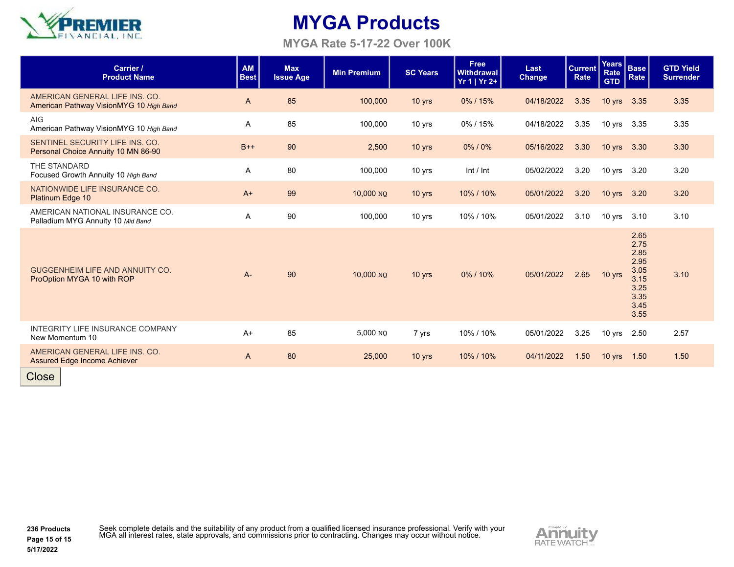# MYGA Products

### MYGA Rate 5-17-22 Over 100K

| Carrier / Product Name | AM Best | Max Issue Age | Min Premium | SC Years | Free Withdrawal Yr 1 \| Yr 2+ | Last Change | Current Rate | Years Rate GTD | Base Rate | GTD Yield Surrender |
|---|---|---|---|---|---|---|---|---|---|---|
| AMERICAN GENERAL LIFE INS. CO. American Pathway VisionMYG 10 *High Band* | A | 85 | 100,000 | 10 yrs | 0% / 15% | 04/18/2022 | 3.35 | 10 yrs | 3.35 | 3.35 |
| AIG American Pathway VisionMYG 10 *High Band* | A | 85 | 100,000 | 10 yrs | 0% / 15% | 04/18/2022 | 3.35 | 10 yrs | 3.35 | 3.35 |
| SENTINEL SECURITY LIFE INS. CO. Personal Choice Annuity 10 MN 86-90 | B++ | 90 | 2,500 | 10 yrs | 0% / 0% | 05/16/2022 | 3.30 | 10 yrs | 3.30 | 3.30 |
| THE STANDARD Focused Growth Annuity 10 *High Band* | A | 80 | 100,000 | 10 yrs | Int / Int | 05/02/2022 | 3.20 | 10 yrs | 3.20 | 3.20 |
| NATIONWIDE LIFE INSURANCE CO. Platinum Edge 10 | A+ | 99 | 10,000 NQ | 10 yrs | 10% / 10% | 05/01/2022 | 3.20 | 10 yrs | 3.20 | 3.20 |
| AMERICAN NATIONAL INSURANCE CO. Palladium MYG Annuity 10 *Mid Band* | A | 90 | 100,000 | 10 yrs | 10% / 10% | 05/01/2022 | 3.10 | 10 yrs | 3.10 | 3.10 |
| GUGGENHEIM LIFE AND ANNUITY CO. ProOption MYGA 10 with ROP | A- | 90 | 10,000 NQ | 10 yrs | 0% / 10% | 05/01/2022 | 2.65 | 10 yrs | 2.65 2.75 2.85 2.95 3.05 3.15 3.25 3.35 3.45 3.55 | 3.10 |
| INTEGRITY LIFE INSURANCE COMPANY New Momentum 10 | A+ | 85 | 5,000 NQ | 7 yrs | 10% / 10% | 05/01/2022 | 3.25 | 10 yrs | 2.50 | 2.57 |
| AMERICAN GENERAL LIFE INS. CO. Assured Edge Income Achiever | A | 80 | 25,000 | 10 yrs | 10% / 10% | 04/11/2022 | 1.50 | 10 yrs | 1.50 | 1.50 |

Close

**236 Products**

Seek complete details and the suitability of any product from a qualified licensed insurance professional. Verify with your MGA all interest rates, state approvals, and commissions prior to contracting. Changes may occur without notice.